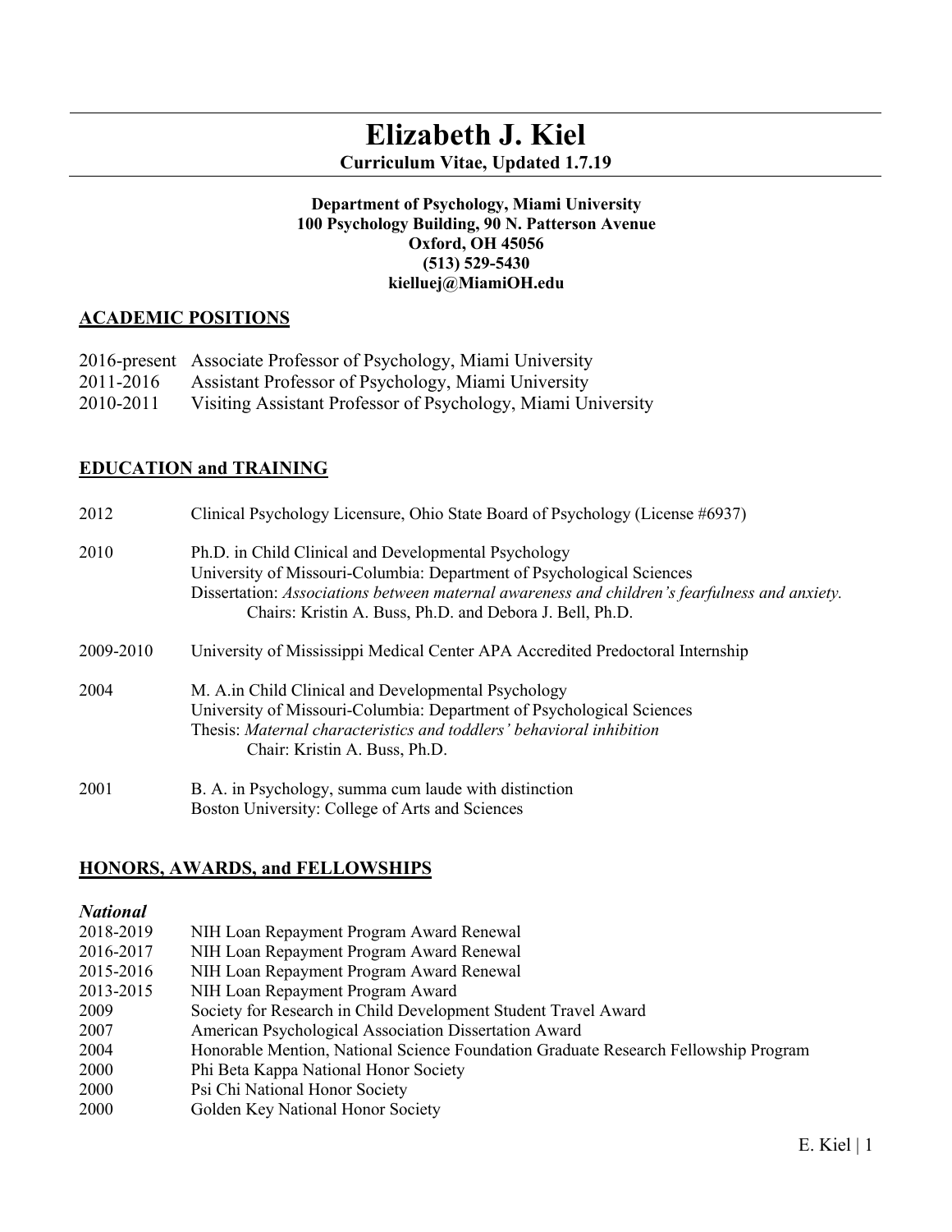# Elizabeth J. Kiel

**Curriculum Vitae, Updated 1.7.19**

**Department of Psychology, Miami University**
**100 Psychology Building, 90 N. Patterson Avenue**
**Oxford, OH 45056**
**(513) 529-5430**
**kielluej@MiamiOH.edu**

## ACADEMIC POSITIONS

2016-present Associate Professor of Psychology, Miami University
2011-2016 Assistant Professor of Psychology, Miami University
2010-2011 Visiting Assistant Professor of Psychology, Miami University

## EDUCATION and TRAINING

2012 Clinical Psychology Licensure, Ohio State Board of Psychology (License #6937)

2010 Ph.D. in Child Clinical and Developmental Psychology
University of Missouri-Columbia: Department of Psychological Sciences
Dissertation: *Associations between maternal awareness and children's fearfulness and anxiety.*
Chairs: Kristin A. Buss, Ph.D. and Debora J. Bell, Ph.D.

2009-2010 University of Mississippi Medical Center APA Accredited Predoctoral Internship

2004 M. A.in Child Clinical and Developmental Psychology
University of Missouri-Columbia: Department of Psychological Sciences
Thesis: *Maternal characteristics and toddlers' behavioral inhibition*
Chair: Kristin A. Buss, Ph.D.

2001 B. A. in Psychology, summa cum laude with distinction
Boston University: College of Arts and Sciences

## HONORS, AWARDS, and FELLOWSHIPS

### *National*

2018-2019 NIH Loan Repayment Program Award Renewal
2016-2017 NIH Loan Repayment Program Award Renewal
2015-2016 NIH Loan Repayment Program Award Renewal
2013-2015 NIH Loan Repayment Program Award
2009 Society for Research in Child Development Student Travel Award
2007 American Psychological Association Dissertation Award
2004 Honorable Mention, National Science Foundation Graduate Research Fellowship Program
2000 Phi Beta Kappa National Honor Society
2000 Psi Chi National Honor Society
2000 Golden Key National Honor Society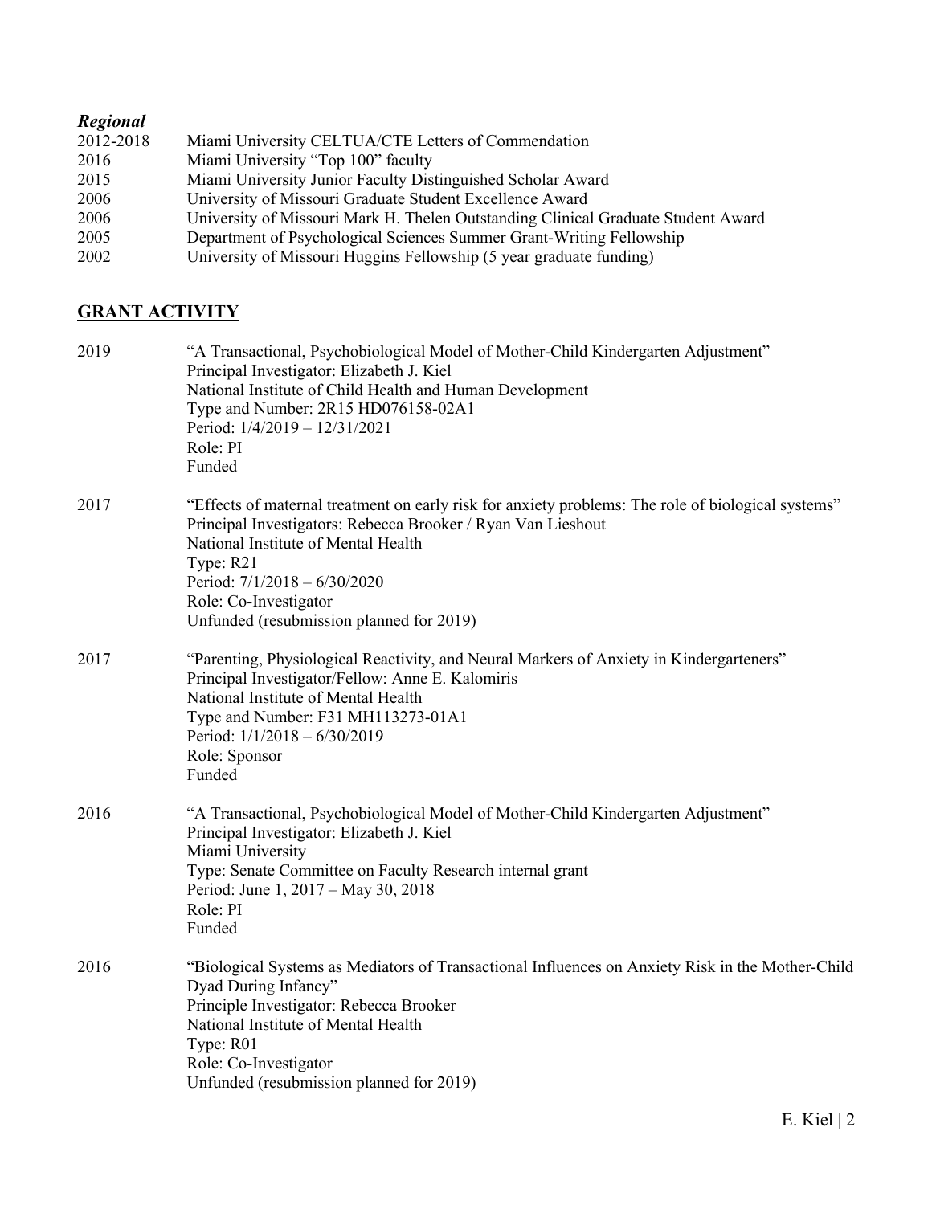### *Regional*

2012-2018 Miami University CELTUA/CTE Letters of Commendation
2016 Miami University "Top 100" faculty
2015 Miami University Junior Faculty Distinguished Scholar Award
2006 University of Missouri Graduate Student Excellence Award
2006 University of Missouri Mark H. Thelen Outstanding Clinical Graduate Student Award
2005 Department of Psychological Sciences Summer Grant-Writing Fellowship
2002 University of Missouri Huggins Fellowship (5 year graduate funding)

## GRANT ACTIVITY

2019 "A Transactional, Psychobiological Model of Mother-Child Kindergarten Adjustment"
Principal Investigator: Elizabeth J. Kiel
National Institute of Child Health and Human Development
Type and Number: 2R15 HD076158-02A1
Period: 1/4/2019 – 12/31/2021
Role: PI
Funded

2017 "Effects of maternal treatment on early risk for anxiety problems: The role of biological systems"
Principal Investigators: Rebecca Brooker / Ryan Van Lieshout
National Institute of Mental Health
Type: R21
Period: 7/1/2018 – 6/30/2020
Role: Co-Investigator
Unfunded (resubmission planned for 2019)

2017 "Parenting, Physiological Reactivity, and Neural Markers of Anxiety in Kindergarteners"
Principal Investigator/Fellow: Anne E. Kalomiris
National Institute of Mental Health
Type and Number: F31 MH113273-01A1
Period: 1/1/2018 – 6/30/2019
Role: Sponsor
Funded

2016 "A Transactional, Psychobiological Model of Mother-Child Kindergarten Adjustment"
Principal Investigator: Elizabeth J. Kiel
Miami University
Type: Senate Committee on Faculty Research internal grant
Period: June 1, 2017 – May 30, 2018
Role: PI
Funded

2016 "Biological Systems as Mediators of Transactional Influences on Anxiety Risk in the Mother-Child Dyad During Infancy"
Principle Investigator: Rebecca Brooker
National Institute of Mental Health
Type: R01
Role: Co-Investigator
Unfunded (resubmission planned for 2019)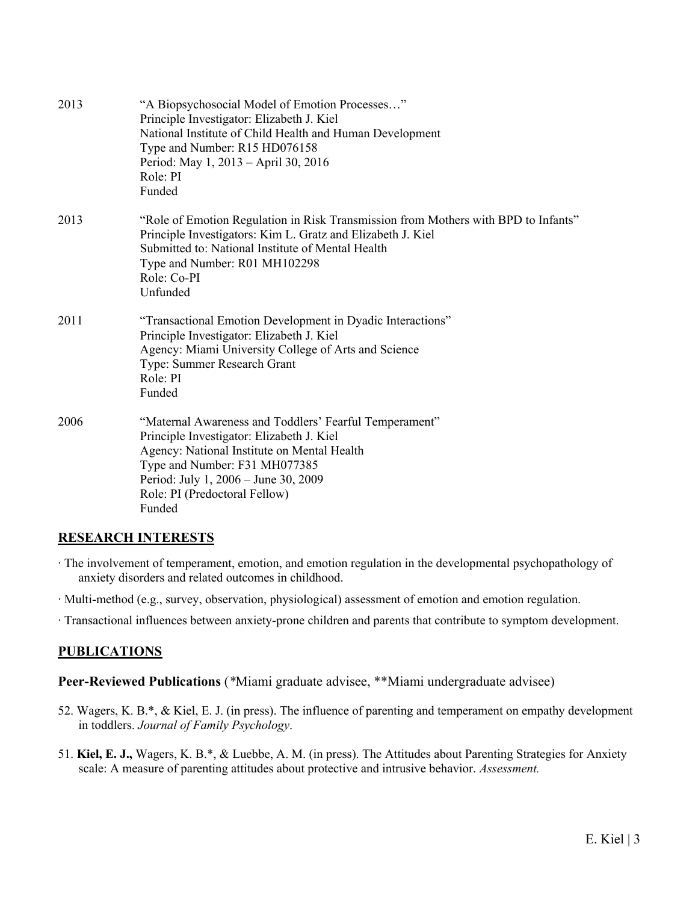2013 “A Biopsychosocial Model of Emotion Processes…”
Principle Investigator: Elizabeth J. Kiel
National Institute of Child Health and Human Development
Type and Number: R15 HD076158
Period: May 1, 2013 – April 30, 2016
Role: PI
Funded

2013 “Role of Emotion Regulation in Risk Transmission from Mothers with BPD to Infants”
Principle Investigators: Kim L. Gratz and Elizabeth J. Kiel
Submitted to: National Institute of Mental Health
Type and Number: R01 MH102298
Role: Co-PI
Unfunded

2011 “Transactional Emotion Development in Dyadic Interactions”
Principle Investigator: Elizabeth J. Kiel
Agency: Miami University College of Arts and Science
Type: Summer Research Grant
Role: PI
Funded

2006 “Maternal Awareness and Toddlers’ Fearful Temperament”
Principle Investigator: Elizabeth J. Kiel
Agency: National Institute on Mental Health
Type and Number: F31 MH077385
Period: July 1, 2006 – June 30, 2009
Role: PI (Predoctoral Fellow)
Funded

## RESEARCH INTERESTS

· The involvement of temperament, emotion, and emotion regulation in the developmental psychopathology of anxiety disorders and related outcomes in childhood.

· Multi-method (e.g., survey, observation, physiological) assessment of emotion and emotion regulation.

· Transactional influences between anxiety-prone children and parents that contribute to symptom development.

## PUBLICATIONS

### Peer-Reviewed Publications (*Miami graduate advisee, **Miami undergraduate advisee)

52. Wagers, K. B.*, & Kiel, E. J. (in press). The influence of parenting and temperament on empathy development in toddlers. *Journal of Family Psychology*.

51. **Kiel, E. J.,** Wagers, K. B.*, & Luebbe, A. M. (in press). The Attitudes about Parenting Strategies for Anxiety scale: A measure of parenting attitudes about protective and intrusive behavior. *Assessment.*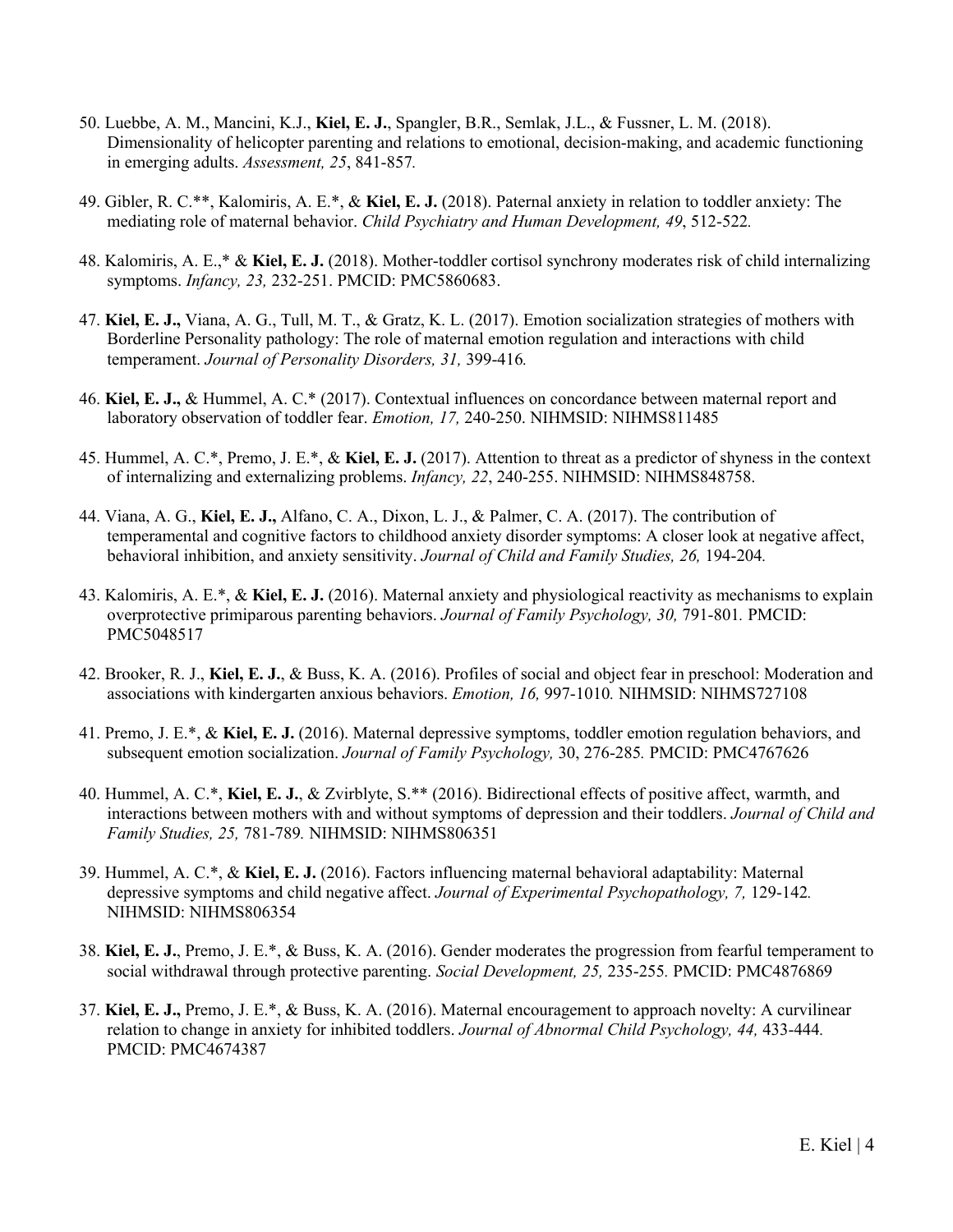50. Luebbe, A. M., Mancini, K.J., **Kiel, E. J.**, Spangler, B.R., Semlak, J.L., & Fussner, L. M. (2018). Dimensionality of helicopter parenting and relations to emotional, decision-making, and academic functioning in emerging adults. *Assessment, 25*, 841-857.

49. Gibler, R. C.**, Kalomiris, A. E.*, & **Kiel, E. J.** (2018). Paternal anxiety in relation to toddler anxiety: The mediating role of maternal behavior. *Child Psychiatry and Human Development, 49*, 512-522.

48. Kalomiris, A. E.,* & **Kiel, E. J.** (2018). Mother-toddler cortisol synchrony moderates risk of child internalizing symptoms. *Infancy, 23,* 232-251. PMCID: PMC5860683.

47. **Kiel, E. J.,** Viana, A. G., Tull, M. T., & Gratz, K. L. (2017). Emotion socialization strategies of mothers with Borderline Personality pathology: The role of maternal emotion regulation and interactions with child temperament. *Journal of Personality Disorders, 31,* 399-416.

46. **Kiel, E. J.,** & Hummel, A. C.* (2017). Contextual influences on concordance between maternal report and laboratory observation of toddler fear. *Emotion, 17,* 240-250. NIHMSID: NIHMS811485

45. Hummel, A. C.*, Premo, J. E.*, & **Kiel, E. J.** (2017). Attention to threat as a predictor of shyness in the context of internalizing and externalizing problems. *Infancy, 22*, 240-255. NIHMSID: NIHMS848758.

44. Viana, A. G., **Kiel, E. J.,** Alfano, C. A., Dixon, L. J., & Palmer, C. A. (2017). The contribution of temperamental and cognitive factors to childhood anxiety disorder symptoms: A closer look at negative affect, behavioral inhibition, and anxiety sensitivity. *Journal of Child and Family Studies, 26,* 194-204.

43. Kalomiris, A. E.*, & **Kiel, E. J.** (2016). Maternal anxiety and physiological reactivity as mechanisms to explain overprotective primiparous parenting behaviors. *Journal of Family Psychology, 30,* 791-801. PMCID: PMC5048517

42. Brooker, R. J., **Kiel, E. J.**, & Buss, K. A. (2016). Profiles of social and object fear in preschool: Moderation and associations with kindergarten anxious behaviors. *Emotion, 16,* 997-1010. NIHMSID: NIHMS727108

41. Premo, J. E.*, & **Kiel, E. J.** (2016). Maternal depressive symptoms, toddler emotion regulation behaviors, and subsequent emotion socialization. *Journal of Family Psychology,* 30, 276-285. PMCID: PMC4767626

40. Hummel, A. C.*, **Kiel, E. J.**, & Zvirblyte, S.** (2016). Bidirectional effects of positive affect, warmth, and interactions between mothers with and without symptoms of depression and their toddlers. *Journal of Child and Family Studies, 25,* 781-789. NIHMSID: NIHMS806351

39. Hummel, A. C.*, & **Kiel, E. J.** (2016). Factors influencing maternal behavioral adaptability: Maternal depressive symptoms and child negative affect. *Journal of Experimental Psychopathology, 7,* 129-142. NIHMSID: NIHMS806354

38. **Kiel, E. J.**, Premo, J. E.*, & Buss, K. A. (2016). Gender moderates the progression from fearful temperament to social withdrawal through protective parenting. *Social Development, 25,* 235-255. PMCID: PMC4876869

37. **Kiel, E. J.,** Premo, J. E.*, & Buss, K. A. (2016). Maternal encouragement to approach novelty: A curvilinear relation to change in anxiety for inhibited toddlers. *Journal of Abnormal Child Psychology, 44,* 433-444. PMCID: PMC4674387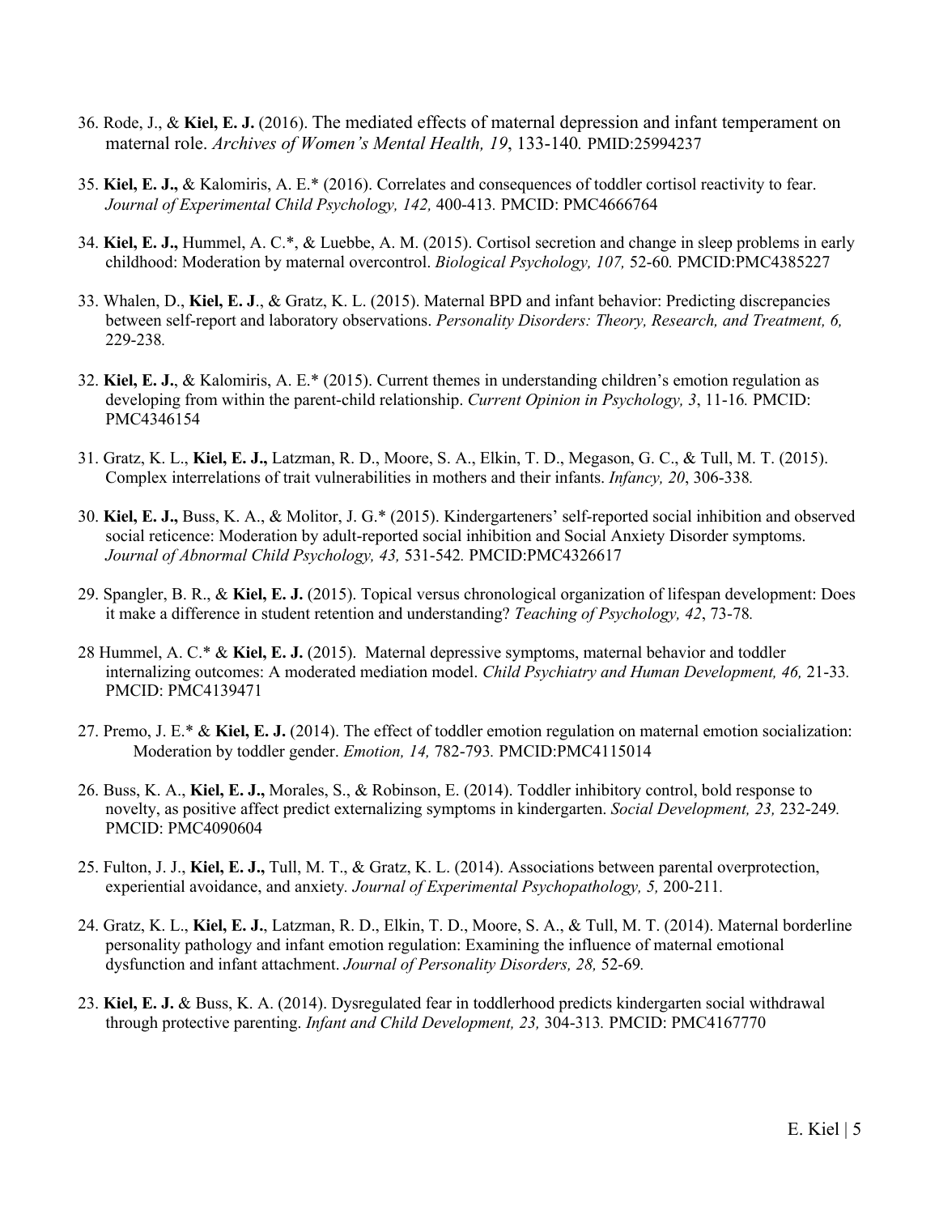36. Rode, J., & **Kiel, E. J.** (2016). The mediated effects of maternal depression and infant temperament on maternal role. *Archives of Women's Mental Health, 19*, 133-140. PMID:25994237

35. **Kiel, E. J.,** & Kalomiris, A. E.* (2016). Correlates and consequences of toddler cortisol reactivity to fear. *Journal of Experimental Child Psychology, 142,* 400-413. PMCID: PMC4666764

34. **Kiel, E. J.,** Hummel, A. C.*, & Luebbe, A. M. (2015). Cortisol secretion and change in sleep problems in early childhood: Moderation by maternal overcontrol. *Biological Psychology, 107,* 52-60. PMCID:PMC4385227

33. Whalen, D., **Kiel, E. J**., & Gratz, K. L. (2015). Maternal BPD and infant behavior: Predicting discrepancies between self-report and laboratory observations. *Personality Disorders: Theory, Research, and Treatment, 6,* 229-238.

32. **Kiel, E. J.**, & Kalomiris, A. E.* (2015). Current themes in understanding children's emotion regulation as developing from within the parent-child relationship. *Current Opinion in Psychology, 3*, 11-16. PMCID: PMC4346154

31. Gratz, K. L., **Kiel, E. J.,** Latzman, R. D., Moore, S. A., Elkin, T. D., Megason, G. C., & Tull, M. T. (2015). Complex interrelations of trait vulnerabilities in mothers and their infants. *Infancy, 20*, 306-338.

30. **Kiel, E. J.,** Buss, K. A., & Molitor, J. G.* (2015). Kindergarteners' self-reported social inhibition and observed social reticence: Moderation by adult-reported social inhibition and Social Anxiety Disorder symptoms. *Journal of Abnormal Child Psychology, 43,* 531-542. PMCID:PMC4326617

29. Spangler, B. R., & **Kiel, E. J.** (2015). Topical versus chronological organization of lifespan development: Does it make a difference in student retention and understanding? *Teaching of Psychology, 42*, 73-78.

28 Hummel, A. C.* & **Kiel, E. J.** (2015). Maternal depressive symptoms, maternal behavior and toddler internalizing outcomes: A moderated mediation model. *Child Psychiatry and Human Development, 46,* 21-33. PMCID: PMC4139471

27. Premo, J. E.* & **Kiel, E. J.** (2014). The effect of toddler emotion regulation on maternal emotion socialization: Moderation by toddler gender. *Emotion, 14,* 782-793. PMCID:PMC4115014

26. Buss, K. A., **Kiel, E. J.,** Morales, S., & Robinson, E. (2014). Toddler inhibitory control, bold response to novelty, as positive affect predict externalizing symptoms in kindergarten. *Social Development, 23,* 232-249. PMCID: PMC4090604

25. Fulton, J. J., **Kiel, E. J.,** Tull, M. T., & Gratz, K. L. (2014). Associations between parental overprotection, experiential avoidance, and anxiety. *Journal of Experimental Psychopathology, 5,* 200-211.

24. Gratz, K. L., **Kiel, E. J.**, Latzman, R. D., Elkin, T. D., Moore, S. A., & Tull, M. T. (2014). Maternal borderline personality pathology and infant emotion regulation: Examining the influence of maternal emotional dysfunction and infant attachment. *Journal of Personality Disorders, 28,* 52-69.

23. **Kiel, E. J.** & Buss, K. A. (2014). Dysregulated fear in toddlerhood predicts kindergarten social withdrawal through protective parenting. *Infant and Child Development, 23,* 304-313. PMCID: PMC4167770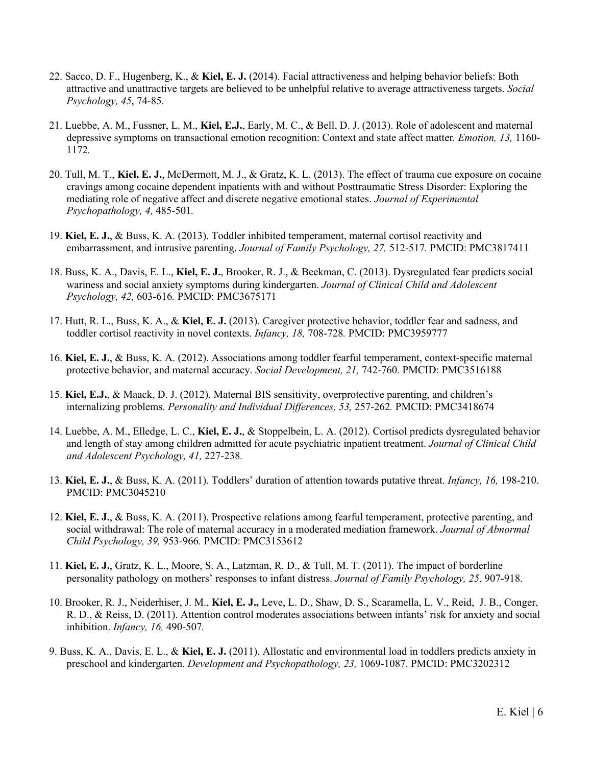22. Sacco, D. F., Hugenberg, K., & **Kiel, E. J.** (2014). Facial attractiveness and helping behavior beliefs: Both attractive and unattractive targets are believed to be unhelpful relative to average attractiveness targets. *Social Psychology, 45*, 74-85*.*

21. Luebbe, A. M., Fussner, L. M., **Kiel, E.J.**, Early, M. C., & Bell, D. J. (2013). Role of adolescent and maternal depressive symptoms on transactional emotion recognition: Context and state affect matter*. Emotion, 13,* 1160-1172*.*

20. Tull, M. T., **Kiel, E. J.**, McDermott, M. J., & Gratz, K. L. (2013). The effect of trauma cue exposure on cocaine cravings among cocaine dependent inpatients with and without Posttraumatic Stress Disorder: Exploring the mediating role of negative affect and discrete negative emotional states. *Journal of Experimental Psychopathology, 4,* 485-501*.*

19. **Kiel, E. J.**, & Buss, K. A. (2013). Toddler inhibited temperament, maternal cortisol reactivity and embarrassment, and intrusive parenting. *Journal of Family Psychology, 27,* 512-517*.* PMCID: PMC3817411

18. Buss, K. A., Davis, E. L., **Kiel, E. J.**, Brooker, R. J., & Beekman, C. (2013). Dysregulated fear predicts social wariness and social anxiety symptoms during kindergarten. *Journal of Clinical Child and Adolescent Psychology, 42,* 603-616*.* PMCID: PMC3675171

17. Hutt, R. L., Buss, K. A., & **Kiel, E. J.** (2013). Caregiver protective behavior, toddler fear and sadness, and toddler cortisol reactivity in novel contexts. *Infancy, 18,* 708-728*.* PMCID: PMC3959777

16. **Kiel, E. J.**, & Buss, K. A. (2012). Associations among toddler fearful temperament, context-specific maternal protective behavior, and maternal accuracy. *Social Development, 21,* 742-760. PMCID: PMC3516188

15. **Kiel, E.J.**, & Maack, D. J. (2012). Maternal BIS sensitivity, overprotective parenting, and children's internalizing problems. *Personality and Individual Differences, 53,* 257-262*.* PMCID: PMC3418674

14. Luebbe, A. M., Elledge, L. C., **Kiel, E. J.**, & Stoppelbein, L. A. (2012). Cortisol predicts dysregulated behavior and length of stay among children admitted for acute psychiatric inpatient treatment. *Journal of Clinical Child and Adolescent Psychology, 41,* 227-238*.*

13. **Kiel, E. J.**, & Buss, K. A. (2011). Toddlers' duration of attention towards putative threat. *Infancy, 16,* 198-210. PMCID: PMC3045210

12. **Kiel, E. J.**, & Buss, K. A. (2011). Prospective relations among fearful temperament, protective parenting, and social withdrawal: The role of maternal accuracy in a moderated mediation framework. *Journal of Abnormal Child Psychology, 39,* 953-966*.* PMCID: PMC3153612

11. **Kiel, E. J.**, Gratz, K. L., Moore, S. A., Latzman, R. D., & Tull, M. T. (2011). The impact of borderline personality pathology on mothers' responses to infant distress. *Journal of Family Psychology, 25*, 907-918.

10. Brooker, R. J., Neiderhiser, J. M., **Kiel, E. J.,** Leve, L. D., Shaw, D. S., Scaramella, L. V., Reid, J. B., Conger, R. D., & Reiss, D. (2011). Attention control moderates associations between infants' risk for anxiety and social inhibition. *Infancy, 16,* 490-507*.*

9. Buss, K. A., Davis, E. L., & **Kiel, E. J.** (2011). Allostatic and environmental load in toddlers predicts anxiety in preschool and kindergarten. *Development and Psychopathology, 23,* 1069-1087. PMCID: PMC3202312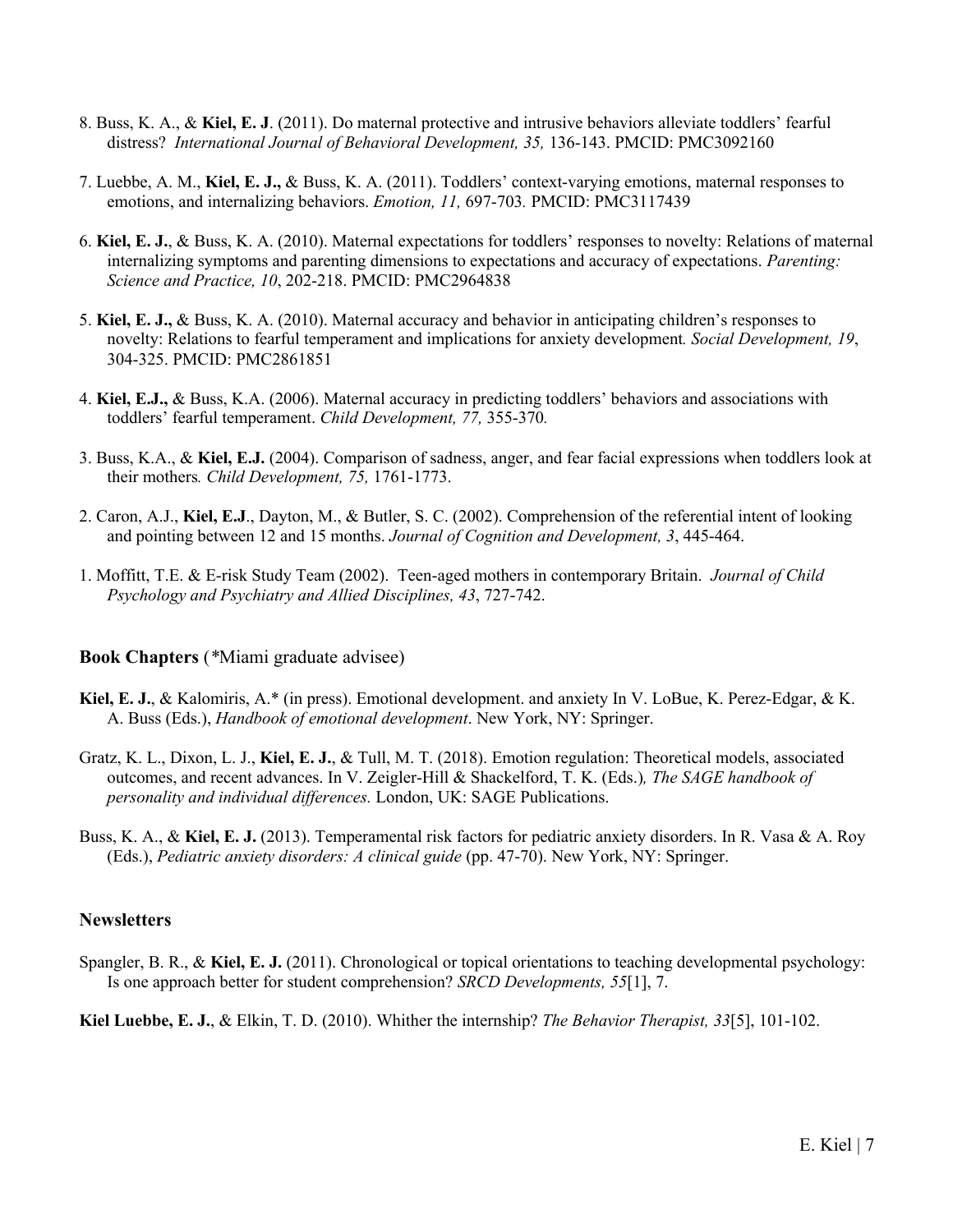8. Buss, K. A., & **Kiel, E. J**. (2011). Do maternal protective and intrusive behaviors alleviate toddlers' fearful distress? *International Journal of Behavioral Development, 35,* 136-143. PMCID: PMC3092160

7. Luebbe, A. M., **Kiel, E. J.,** & Buss, K. A. (2011). Toddlers' context-varying emotions, maternal responses to emotions, and internalizing behaviors. *Emotion, 11,* 697-703*.* PMCID: PMC3117439

6. **Kiel, E. J.**, & Buss, K. A. (2010). Maternal expectations for toddlers' responses to novelty: Relations of maternal internalizing symptoms and parenting dimensions to expectations and accuracy of expectations. *Parenting: Science and Practice, 10*, 202-218. PMCID: PMC2964838

5. **Kiel, E. J.,** & Buss, K. A. (2010). Maternal accuracy and behavior in anticipating children's responses to novelty: Relations to fearful temperament and implications for anxiety development*. Social Development, 19*, 304-325. PMCID: PMC2861851

4. **Kiel, E.J.,** & Buss, K.A. (2006). Maternal accuracy in predicting toddlers' behaviors and associations with toddlers' fearful temperament. *Child Development, 77,* 355-370*.*

3. Buss, K.A., & **Kiel, E.J.** (2004). Comparison of sadness, anger, and fear facial expressions when toddlers look at their mothers*. Child Development, 75,* 1761-1773.

2. Caron, A.J., **Kiel, E.J**., Dayton, M., & Butler, S. C. (2002). Comprehension of the referential intent of looking and pointing between 12 and 15 months. *Journal of Cognition and Development, 3*, 445-464.

1. Moffitt, T.E. & E-risk Study Team (2002). Teen-aged mothers in contemporary Britain. *Journal of Child Psychology and Psychiatry and Allied Disciplines, 43*, 727-742.

### Book Chapters (*Miami graduate advisee)

**Kiel, E. J.**, & Kalomiris, A.* (in press). Emotional development. and anxiety In V. LoBue, K. Perez-Edgar, & K. A. Buss (Eds.), *Handbook of emotional development*. New York, NY: Springer.

Gratz, K. L., Dixon, L. J., **Kiel, E. J.**, & Tull, M. T. (2018). Emotion regulation: Theoretical models, associated outcomes, and recent advances. In V. Zeigler-Hill & Shackelford, T. K. (Eds.)*, The SAGE handbook of personality and individual differences.* London, UK: SAGE Publications.

Buss, K. A., & **Kiel, E. J.** (2013). Temperamental risk factors for pediatric anxiety disorders. In R. Vasa & A. Roy (Eds.), *Pediatric anxiety disorders: A clinical guide* (pp. 47-70). New York, NY: Springer.

### Newsletters

Spangler, B. R., & **Kiel, E. J.** (2011). Chronological or topical orientations to teaching developmental psychology: Is one approach better for student comprehension? *SRCD Developments, 55*[1], 7.

**Kiel Luebbe, E. J.**, & Elkin, T. D. (2010). Whither the internship? *The Behavior Therapist, 33*[5], 101-102.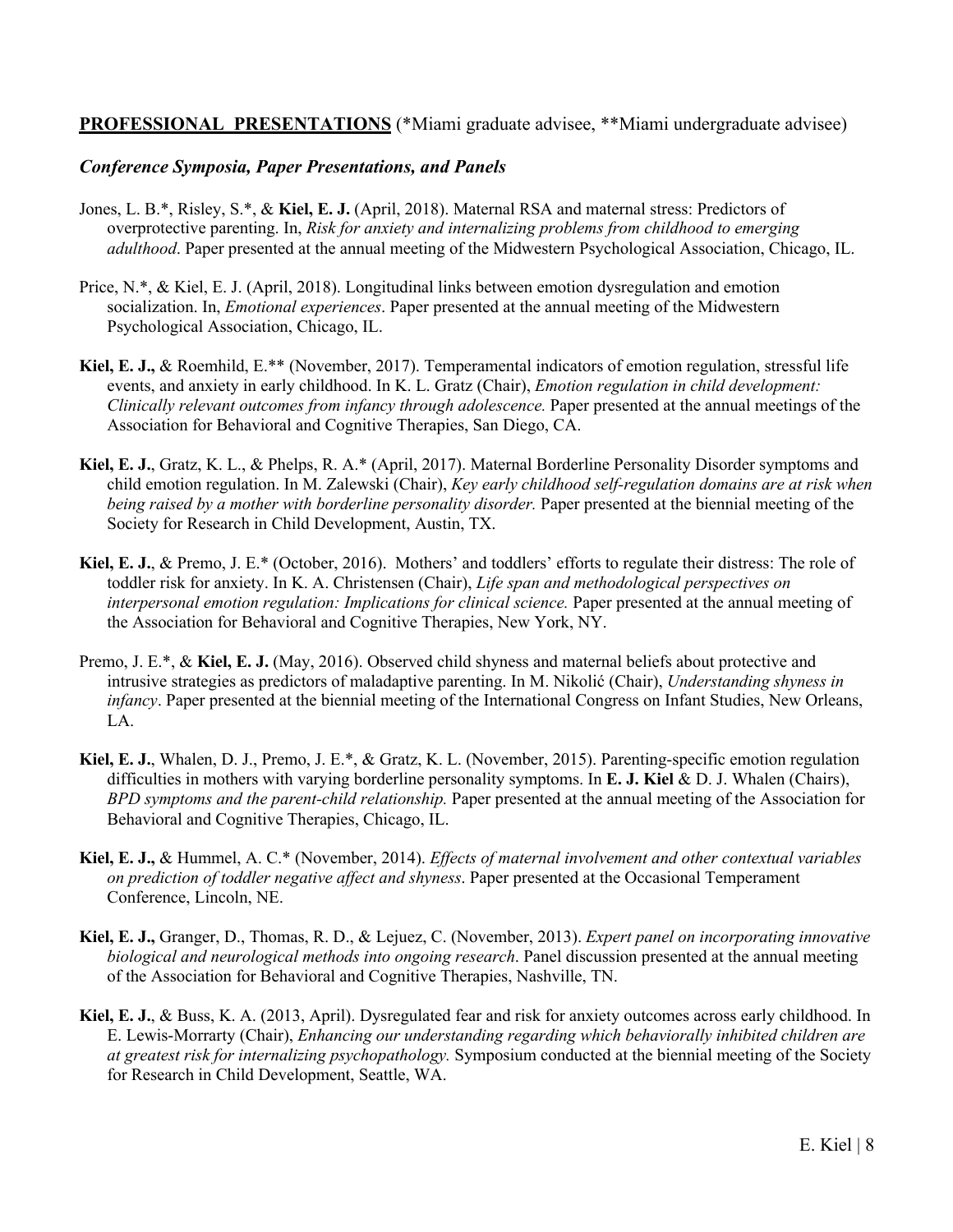## **PROFESSIONAL PRESENTATIONS** (*Miami graduate advisee, **Miami undergraduate advisee)

### *Conference Symposia, Paper Presentations, and Panels*

Jones, L. B.*, Risley, S.*, & **Kiel, E. J.** (April, 2018). Maternal RSA and maternal stress: Predictors of overprotective parenting. In, *Risk for anxiety and internalizing problems from childhood to emerging adulthood*. Paper presented at the annual meeting of the Midwestern Psychological Association, Chicago, IL.

Price, N.*, & Kiel, E. J. (April, 2018). Longitudinal links between emotion dysregulation and emotion socialization. In, *Emotional experiences*. Paper presented at the annual meeting of the Midwestern Psychological Association, Chicago, IL.

**Kiel, E. J.,** & Roemhild, E.** (November, 2017). Temperamental indicators of emotion regulation, stressful life events, and anxiety in early childhood. In K. L. Gratz (Chair), *Emotion regulation in child development: Clinically relevant outcomes from infancy through adolescence.* Paper presented at the annual meetings of the Association for Behavioral and Cognitive Therapies, San Diego, CA.

**Kiel, E. J.**, Gratz, K. L., & Phelps, R. A.* (April, 2017). Maternal Borderline Personality Disorder symptoms and child emotion regulation. In M. Zalewski (Chair), *Key early childhood self-regulation domains are at risk when being raised by a mother with borderline personality disorder.* Paper presented at the biennial meeting of the Society for Research in Child Development, Austin, TX.

**Kiel, E. J.**, & Premo, J. E.* (October, 2016). Mothers' and toddlers' efforts to regulate their distress: The role of toddler risk for anxiety. In K. A. Christensen (Chair), *Life span and methodological perspectives on interpersonal emotion regulation: Implications for clinical science.* Paper presented at the annual meeting of the Association for Behavioral and Cognitive Therapies, New York, NY.

Premo, J. E.*, & **Kiel, E. J.** (May, 2016). Observed child shyness and maternal beliefs about protective and intrusive strategies as predictors of maladaptive parenting. In M. Nikolić (Chair), *Understanding shyness in infancy*. Paper presented at the biennial meeting of the International Congress on Infant Studies, New Orleans, LA.

**Kiel, E. J.**, Whalen, D. J., Premo, J. E.*, & Gratz, K. L. (November, 2015). Parenting-specific emotion regulation difficulties in mothers with varying borderline personality symptoms. In **E. J. Kiel** & D. J. Whalen (Chairs), *BPD symptoms and the parent-child relationship.* Paper presented at the annual meeting of the Association for Behavioral and Cognitive Therapies, Chicago, IL.

**Kiel, E. J.,** & Hummel, A. C.* (November, 2014). *Effects of maternal involvement and other contextual variables on prediction of toddler negative affect and shyness*. Paper presented at the Occasional Temperament Conference, Lincoln, NE.

**Kiel, E. J.,** Granger, D., Thomas, R. D., & Lejuez, C. (November, 2013). *Expert panel on incorporating innovative biological and neurological methods into ongoing research*. Panel discussion presented at the annual meeting of the Association for Behavioral and Cognitive Therapies, Nashville, TN.

**Kiel, E. J.**, & Buss, K. A. (2013, April). Dysregulated fear and risk for anxiety outcomes across early childhood. In E. Lewis-Morrarty (Chair), *Enhancing our understanding regarding which behaviorally inhibited children are at greatest risk for internalizing psychopathology.* Symposium conducted at the biennial meeting of the Society for Research in Child Development, Seattle, WA.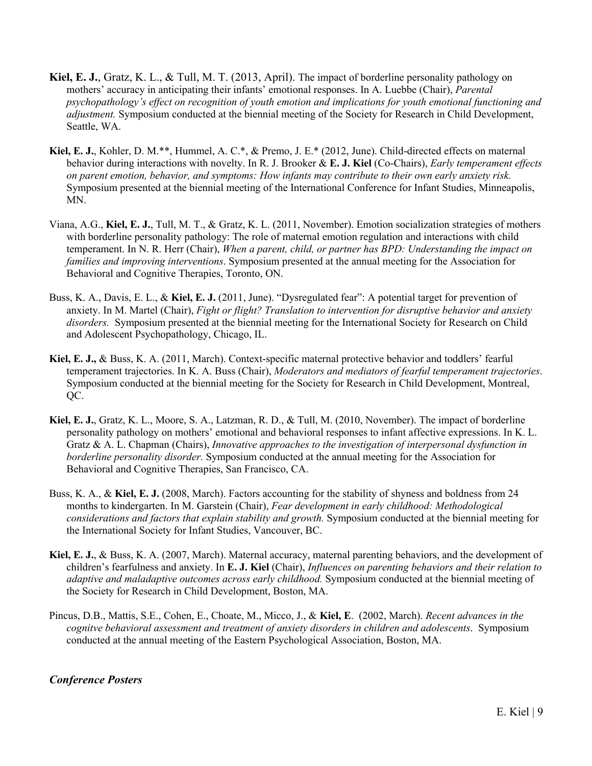**Kiel, E. J.**, Gratz, K. L., & Tull, M. T. (2013, April). The impact of borderline personality pathology on mothers' accuracy in anticipating their infants' emotional responses. In A. Luebbe (Chair), *Parental psychopathology's effect on recognition of youth emotion and implications for youth emotional functioning and adjustment.* Symposium conducted at the biennial meeting of the Society for Research in Child Development, Seattle, WA.

**Kiel, E. J.**, Kohler, D. M.**, Hummel, A. C.*, & Premo, J. E.* (2012, June). Child-directed effects on maternal behavior during interactions with novelty. In R. J. Brooker & **E. J. Kiel** (Co-Chairs), *Early temperament effects on parent emotion, behavior, and symptoms: How infants may contribute to their own early anxiety risk.* Symposium presented at the biennial meeting of the International Conference for Infant Studies, Minneapolis, MN.

Viana, A.G., **Kiel, E. J.**, Tull, M. T., & Gratz, K. L. (2011, November). Emotion socialization strategies of mothers with borderline personality pathology: The role of maternal emotion regulation and interactions with child temperament. In N. R. Herr (Chair), *When a parent, child, or partner has BPD: Understanding the impact on families and improving interventions*. Symposium presented at the annual meeting for the Association for Behavioral and Cognitive Therapies, Toronto, ON.

Buss, K. A., Davis, E. L., & **Kiel, E. J.** (2011, June). "Dysregulated fear": A potential target for prevention of anxiety. In M. Martel (Chair), *Fight or flight? Translation to intervention for disruptive behavior and anxiety disorders.* Symposium presented at the biennial meeting for the International Society for Research on Child and Adolescent Psychopathology, Chicago, IL.

**Kiel, E. J.,** & Buss, K. A. (2011, March). Context-specific maternal protective behavior and toddlers' fearful temperament trajectories. In K. A. Buss (Chair), *Moderators and mediators of fearful temperament trajectories*. Symposium conducted at the biennial meeting for the Society for Research in Child Development, Montreal, QC.

**Kiel, E. J.**, Gratz, K. L., Moore, S. A., Latzman, R. D., & Tull, M. (2010, November). The impact of borderline personality pathology on mothers' emotional and behavioral responses to infant affective expressions. In K. L. Gratz & A. L. Chapman (Chairs), *Innovative approaches to the investigation of interpersonal dysfunction in borderline personality disorder.* Symposium conducted at the annual meeting for the Association for Behavioral and Cognitive Therapies, San Francisco, CA.

Buss, K. A., & **Kiel, E. J.** (2008, March). Factors accounting for the stability of shyness and boldness from 24 months to kindergarten. In M. Garstein (Chair), *Fear development in early childhood: Methodological considerations and factors that explain stability and growth.* Symposium conducted at the biennial meeting for the International Society for Infant Studies, Vancouver, BC.

**Kiel, E. J.**, & Buss, K. A. (2007, March). Maternal accuracy, maternal parenting behaviors, and the development of children's fearfulness and anxiety. In **E. J. Kiel** (Chair), *Influences on parenting behaviors and their relation to adaptive and maladaptive outcomes across early childhood.* Symposium conducted at the biennial meeting of the Society for Research in Child Development, Boston, MA.

Pincus, D.B., Mattis, S.E., Cohen, E., Choate, M., Micco, J., & **Kiel, E**. (2002, March). *Recent advances in the cognitve behavioral assessment and treatment of anxiety disorders in children and adolescents*. Symposium conducted at the annual meeting of the Eastern Psychological Association, Boston, MA.

### *Conference Posters*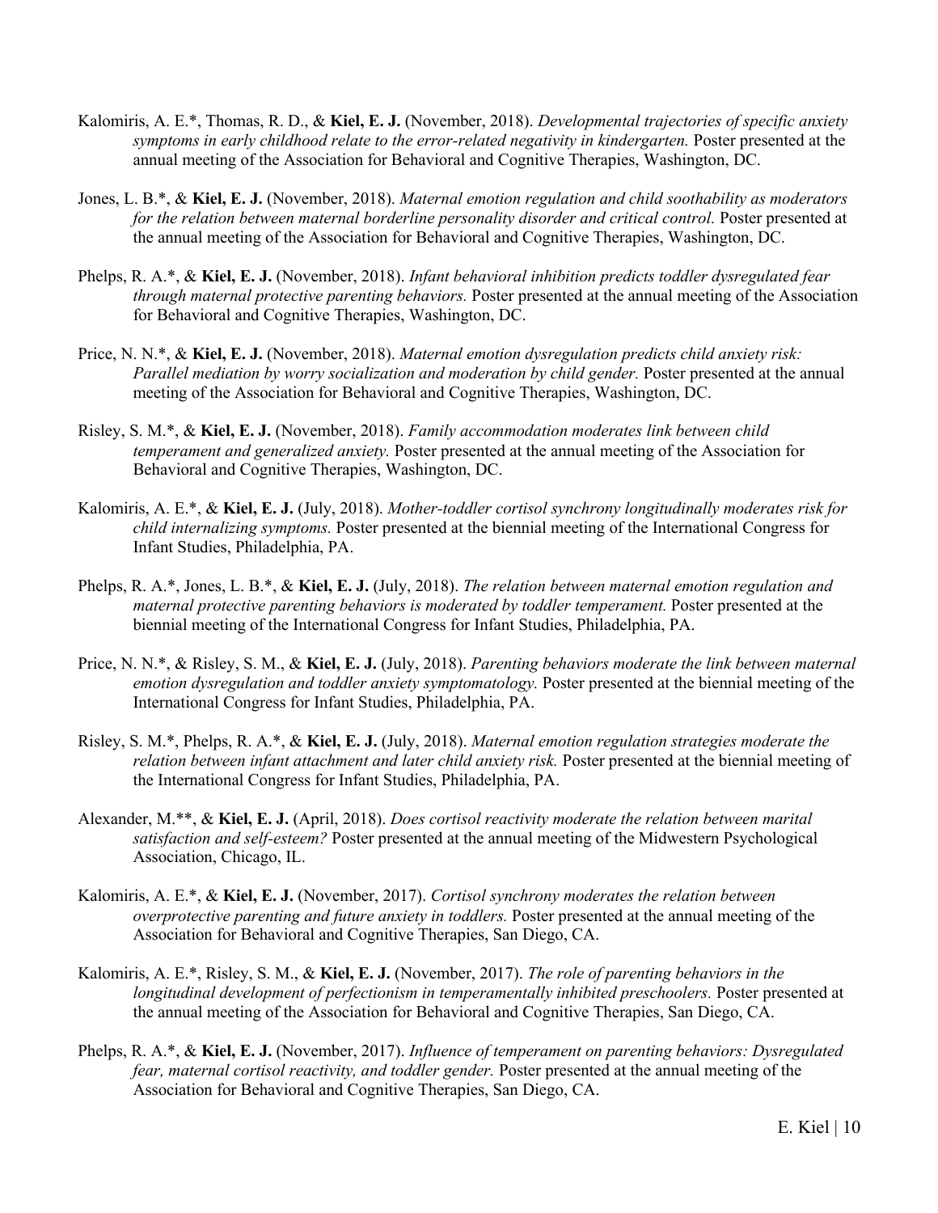Kalomiris, A. E.*, Thomas, R. D., & **Kiel, E. J.** (November, 2018). *Developmental trajectories of specific anxiety symptoms in early childhood relate to the error-related negativity in kindergarten.* Poster presented at the annual meeting of the Association for Behavioral and Cognitive Therapies, Washington, DC.

Jones, L. B.*, & **Kiel, E. J.** (November, 2018). *Maternal emotion regulation and child soothability as moderators for the relation between maternal borderline personality disorder and critical control.* Poster presented at the annual meeting of the Association for Behavioral and Cognitive Therapies, Washington, DC.

Phelps, R. A.*, & **Kiel, E. J.** (November, 2018). *Infant behavioral inhibition predicts toddler dysregulated fear through maternal protective parenting behaviors.* Poster presented at the annual meeting of the Association for Behavioral and Cognitive Therapies, Washington, DC.

Price, N. N.*, & **Kiel, E. J.** (November, 2018). *Maternal emotion dysregulation predicts child anxiety risk: Parallel mediation by worry socialization and moderation by child gender.* Poster presented at the annual meeting of the Association for Behavioral and Cognitive Therapies, Washington, DC.

Risley, S. M.*, & **Kiel, E. J.** (November, 2018). *Family accommodation moderates link between child temperament and generalized anxiety.* Poster presented at the annual meeting of the Association for Behavioral and Cognitive Therapies, Washington, DC.

Kalomiris, A. E.*, & **Kiel, E. J.** (July, 2018). *Mother-toddler cortisol synchrony longitudinally moderates risk for child internalizing symptoms.* Poster presented at the biennial meeting of the International Congress for Infant Studies, Philadelphia, PA.

Phelps, R. A.*, Jones, L. B.*, & **Kiel, E. J.** (July, 2018). *The relation between maternal emotion regulation and maternal protective parenting behaviors is moderated by toddler temperament.* Poster presented at the biennial meeting of the International Congress for Infant Studies, Philadelphia, PA.

Price, N. N.*, & Risley, S. M., & **Kiel, E. J.** (July, 2018). *Parenting behaviors moderate the link between maternal emotion dysregulation and toddler anxiety symptomatology.* Poster presented at the biennial meeting of the International Congress for Infant Studies, Philadelphia, PA.

Risley, S. M.*, Phelps, R. A.*, & **Kiel, E. J.** (July, 2018). *Maternal emotion regulation strategies moderate the relation between infant attachment and later child anxiety risk.* Poster presented at the biennial meeting of the International Congress for Infant Studies, Philadelphia, PA.

Alexander, M.**, & **Kiel, E. J.** (April, 2018). *Does cortisol reactivity moderate the relation between marital satisfaction and self-esteem?* Poster presented at the annual meeting of the Midwestern Psychological Association, Chicago, IL.

Kalomiris, A. E.*, & **Kiel, E. J.** (November, 2017). *Cortisol synchrony moderates the relation between overprotective parenting and future anxiety in toddlers.* Poster presented at the annual meeting of the Association for Behavioral and Cognitive Therapies, San Diego, CA.

Kalomiris, A. E.*, Risley, S. M., & **Kiel, E. J.** (November, 2017). *The role of parenting behaviors in the longitudinal development of perfectionism in temperamentally inhibited preschoolers.* Poster presented at the annual meeting of the Association for Behavioral and Cognitive Therapies, San Diego, CA.

Phelps, R. A.*, & **Kiel, E. J.** (November, 2017). *Influence of temperament on parenting behaviors: Dysregulated fear, maternal cortisol reactivity, and toddler gender.* Poster presented at the annual meeting of the Association for Behavioral and Cognitive Therapies, San Diego, CA.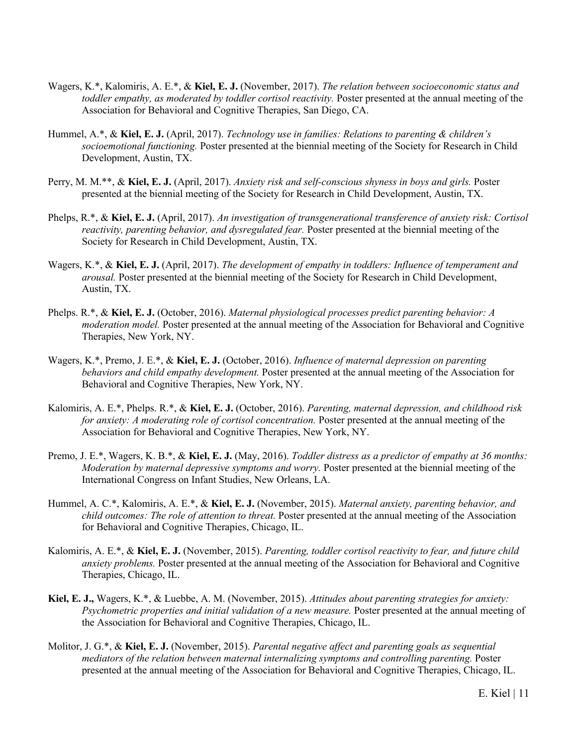Wagers, K.*, Kalomiris, A. E.*, & **Kiel, E. J.** (November, 2017). *The relation between socioeconomic status and toddler empathy, as moderated by toddler cortisol reactivity.* Poster presented at the annual meeting of the Association for Behavioral and Cognitive Therapies, San Diego, CA.

Hummel, A.*, & **Kiel, E. J.** (April, 2017). *Technology use in families: Relations to parenting & children's socioemotional functioning.* Poster presented at the biennial meeting of the Society for Research in Child Development, Austin, TX.

Perry, M. M.**, & **Kiel, E. J.** (April, 2017). *Anxiety risk and self-conscious shyness in boys and girls.* Poster presented at the biennial meeting of the Society for Research in Child Development, Austin, TX.

Phelps, R.*, & **Kiel, E. J.** (April, 2017). *An investigation of transgenerational transference of anxiety risk: Cortisol reactivity, parenting behavior, and dysregulated fear.* Poster presented at the biennial meeting of the Society for Research in Child Development, Austin, TX.

Wagers, K.*, & **Kiel, E. J.** (April, 2017). *The development of empathy in toddlers: Influence of temperament and arousal.* Poster presented at the biennial meeting of the Society for Research in Child Development, Austin, TX.

Phelps. R.*, & **Kiel, E. J.** (October, 2016). *Maternal physiological processes predict parenting behavior: A moderation model.* Poster presented at the annual meeting of the Association for Behavioral and Cognitive Therapies, New York, NY.

Wagers, K.*, Premo, J. E.*, & **Kiel, E. J.** (October, 2016). *Influence of maternal depression on parenting behaviors and child empathy development.* Poster presented at the annual meeting of the Association for Behavioral and Cognitive Therapies, New York, NY.

Kalomiris, A. E.*, Phelps. R.*, & **Kiel, E. J.** (October, 2016). *Parenting, maternal depression, and childhood risk for anxiety: A moderating role of cortisol concentration.* Poster presented at the annual meeting of the Association for Behavioral and Cognitive Therapies, New York, NY.

Premo, J. E.*, Wagers, K. B.*, & **Kiel, E. J.** (May, 2016). *Toddler distress as a predictor of empathy at 36 months: Moderation by maternal depressive symptoms and worry.* Poster presented at the biennial meeting of the International Congress on Infant Studies, New Orleans, LA.

Hummel, A. C.*, Kalomiris, A. E.*, & **Kiel, E. J.** (November, 2015). *Maternal anxiety, parenting behavior, and child outcomes: The role of attention to threat.* Poster presented at the annual meeting of the Association for Behavioral and Cognitive Therapies, Chicago, IL.

Kalomiris, A. E.*, & **Kiel, E. J.** (November, 2015). *Parenting, toddler cortisol reactivity to fear, and future child anxiety problems.* Poster presented at the annual meeting of the Association for Behavioral and Cognitive Therapies, Chicago, IL.

**Kiel, E. J.,** Wagers, K.*, & Luebbe, A. M. (November, 2015). *Attitudes about parenting strategies for anxiety: Psychometric properties and initial validation of a new measure.* Poster presented at the annual meeting of the Association for Behavioral and Cognitive Therapies, Chicago, IL.

Molitor, J. G.*, & **Kiel, E. J.** (November, 2015). *Parental negative affect and parenting goals as sequential mediators of the relation between maternal internalizing symptoms and controlling parenting.* Poster presented at the annual meeting of the Association for Behavioral and Cognitive Therapies, Chicago, IL.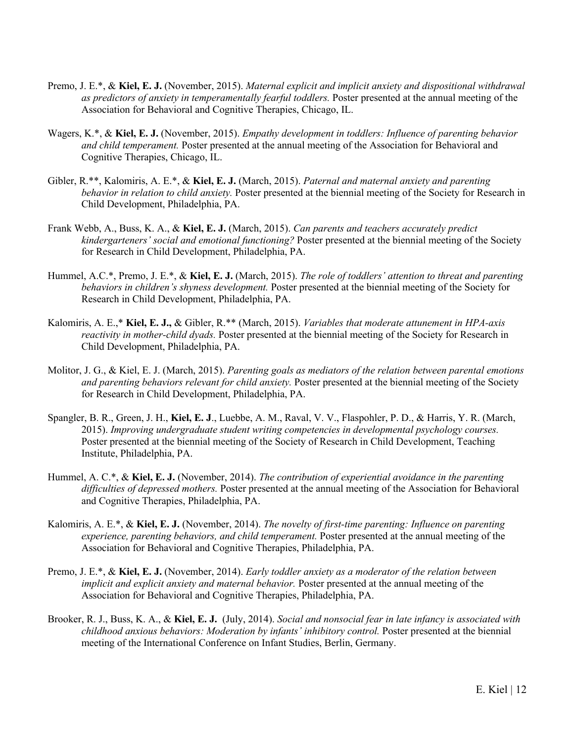Premo, J. E.*, & **Kiel, E. J.** (November, 2015). *Maternal explicit and implicit anxiety and dispositional withdrawal as predictors of anxiety in temperamentally fearful toddlers.* Poster presented at the annual meeting of the Association for Behavioral and Cognitive Therapies, Chicago, IL.

Wagers, K.*, & **Kiel, E. J.** (November, 2015). *Empathy development in toddlers: Influence of parenting behavior and child temperament.* Poster presented at the annual meeting of the Association for Behavioral and Cognitive Therapies, Chicago, IL.

Gibler, R.**, Kalomiris, A. E.*, & **Kiel, E. J.** (March, 2015). *Paternal and maternal anxiety and parenting behavior in relation to child anxiety.* Poster presented at the biennial meeting of the Society for Research in Child Development, Philadelphia, PA.

Frank Webb, A., Buss, K. A., & **Kiel, E. J.** (March, 2015). *Can parents and teachers accurately predict kindergarteners' social and emotional functioning?* Poster presented at the biennial meeting of the Society for Research in Child Development, Philadelphia, PA.

Hummel, A.C.*, Premo, J. E.*, & **Kiel, E. J.** (March, 2015). *The role of toddlers' attention to threat and parenting behaviors in children's shyness development.* Poster presented at the biennial meeting of the Society for Research in Child Development, Philadelphia, PA.

Kalomiris, A. E.,* **Kiel, E. J.,** & Gibler, R.** (March, 2015). *Variables that moderate attunement in HPA-axis reactivity in mother-child dyads.* Poster presented at the biennial meeting of the Society for Research in Child Development, Philadelphia, PA.

Molitor, J. G., & Kiel, E. J. (March, 2015). *Parenting goals as mediators of the relation between parental emotions and parenting behaviors relevant for child anxiety.* Poster presented at the biennial meeting of the Society for Research in Child Development, Philadelphia, PA.

Spangler, B. R., Green, J. H., **Kiel, E. J**., Luebbe, A. M., Raval, V. V., Flaspohler, P. D., & Harris, Y. R. (March, 2015). *Improving undergraduate student writing competencies in developmental psychology courses.* Poster presented at the biennial meeting of the Society of Research in Child Development, Teaching Institute, Philadelphia, PA.

Hummel, A. C.*, & **Kiel, E. J.** (November, 2014). *The contribution of experiential avoidance in the parenting difficulties of depressed mothers.* Poster presented at the annual meeting of the Association for Behavioral and Cognitive Therapies, Philadelphia, PA.

Kalomiris, A. E.*, & **Kiel, E. J.** (November, 2014). *The novelty of first-time parenting: Influence on parenting experience, parenting behaviors, and child temperament.* Poster presented at the annual meeting of the Association for Behavioral and Cognitive Therapies, Philadelphia, PA.

Premo, J. E.*, & **Kiel, E. J.** (November, 2014). *Early toddler anxiety as a moderator of the relation between implicit and explicit anxiety and maternal behavior.* Poster presented at the annual meeting of the Association for Behavioral and Cognitive Therapies, Philadelphia, PA.

Brooker, R. J., Buss, K. A., & **Kiel, E. J.** (July, 2014). *Social and nonsocial fear in late infancy is associated with childhood anxious behaviors: Moderation by infants' inhibitory control.* Poster presented at the biennial meeting of the International Conference on Infant Studies, Berlin, Germany.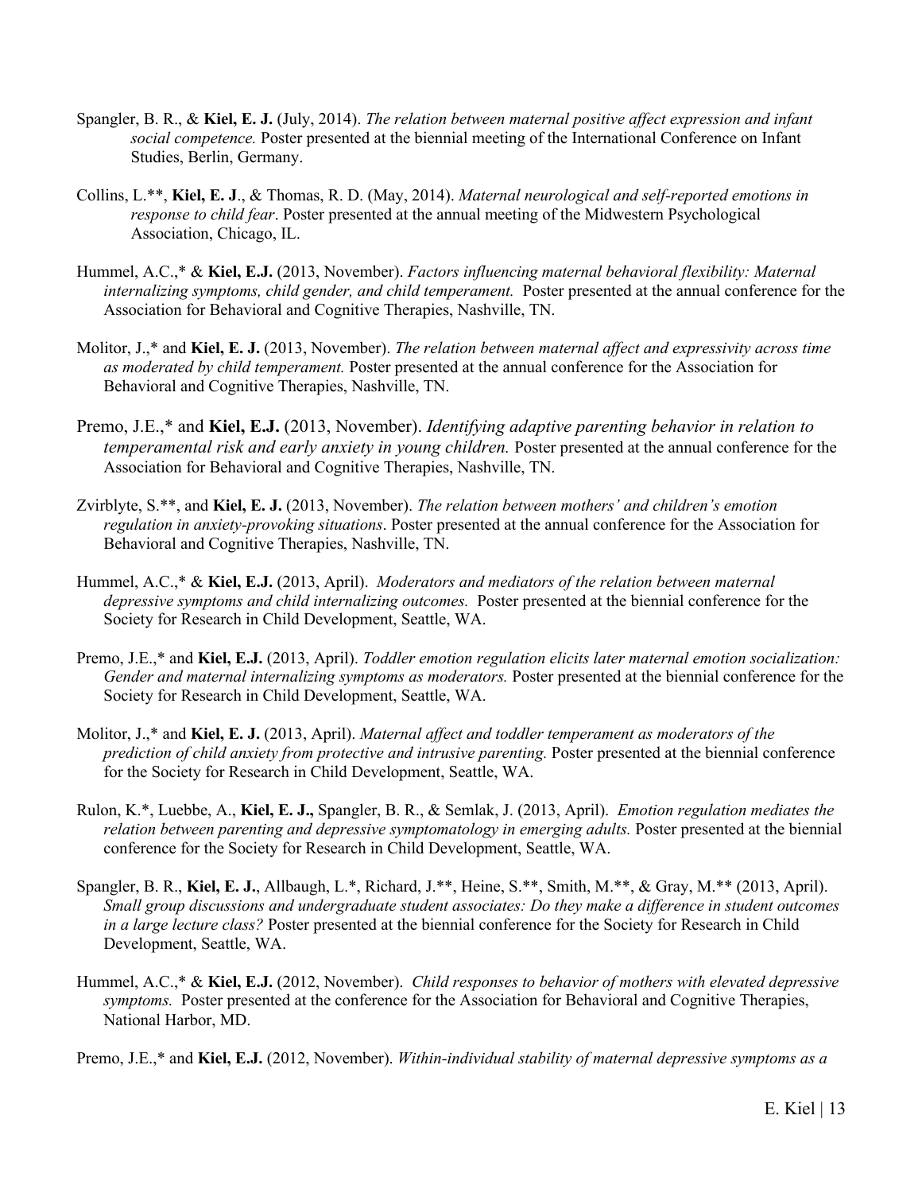Spangler, B. R., & **Kiel, E. J.** (July, 2014). *The relation between maternal positive affect expression and infant social competence.* Poster presented at the biennial meeting of the International Conference on Infant Studies, Berlin, Germany.

Collins, L.**, **Kiel, E. J**., & Thomas, R. D. (May, 2014). *Maternal neurological and self-reported emotions in response to child fear*. Poster presented at the annual meeting of the Midwestern Psychological Association, Chicago, IL.

Hummel, A.C.,* & **Kiel, E.J.** (2013, November). *Factors influencing maternal behavioral flexibility: Maternal internalizing symptoms, child gender, and child temperament.* Poster presented at the annual conference for the Association for Behavioral and Cognitive Therapies, Nashville, TN.

Molitor, J.,* and **Kiel, E. J.** (2013, November). *The relation between maternal affect and expressivity across time as moderated by child temperament.* Poster presented at the annual conference for the Association for Behavioral and Cognitive Therapies, Nashville, TN.

Premo, J.E.,* and **Kiel, E.J.** (2013, November). *Identifying adaptive parenting behavior in relation to temperamental risk and early anxiety in young children.* Poster presented at the annual conference for the Association for Behavioral and Cognitive Therapies, Nashville, TN.

Zvirblyte, S.**, and **Kiel, E. J.** (2013, November). *The relation between mothers' and children's emotion regulation in anxiety-provoking situations*. Poster presented at the annual conference for the Association for Behavioral and Cognitive Therapies, Nashville, TN.

Hummel, A.C.,* & **Kiel, E.J.** (2013, April). *Moderators and mediators of the relation between maternal depressive symptoms and child internalizing outcomes.* Poster presented at the biennial conference for the Society for Research in Child Development, Seattle, WA.

Premo, J.E.,* and **Kiel, E.J.** (2013, April). *Toddler emotion regulation elicits later maternal emotion socialization: Gender and maternal internalizing symptoms as moderators.* Poster presented at the biennial conference for the Society for Research in Child Development, Seattle, WA.

Molitor, J.,* and **Kiel, E. J.** (2013, April). *Maternal affect and toddler temperament as moderators of the prediction of child anxiety from protective and intrusive parenting.* Poster presented at the biennial conference for the Society for Research in Child Development, Seattle, WA.

Rulon, K.*, Luebbe, A., **Kiel, E. J.,** Spangler, B. R., & Semlak, J. (2013, April). *Emotion regulation mediates the relation between parenting and depressive symptomatology in emerging adults.* Poster presented at the biennial conference for the Society for Research in Child Development, Seattle, WA.

Spangler, B. R., **Kiel, E. J.**, Allbaugh, L.*, Richard, J.**, Heine, S.**, Smith, M.**, & Gray, M.** (2013, April). *Small group discussions and undergraduate student associates: Do they make a difference in student outcomes in a large lecture class?* Poster presented at the biennial conference for the Society for Research in Child Development, Seattle, WA.

Hummel, A.C.,* & **Kiel, E.J.** (2012, November). *Child responses to behavior of mothers with elevated depressive symptoms.* Poster presented at the conference for the Association for Behavioral and Cognitive Therapies, National Harbor, MD.

Premo, J.E.,* and **Kiel, E.J.** (2012, November). *Within-individual stability of maternal depressive symptoms as a*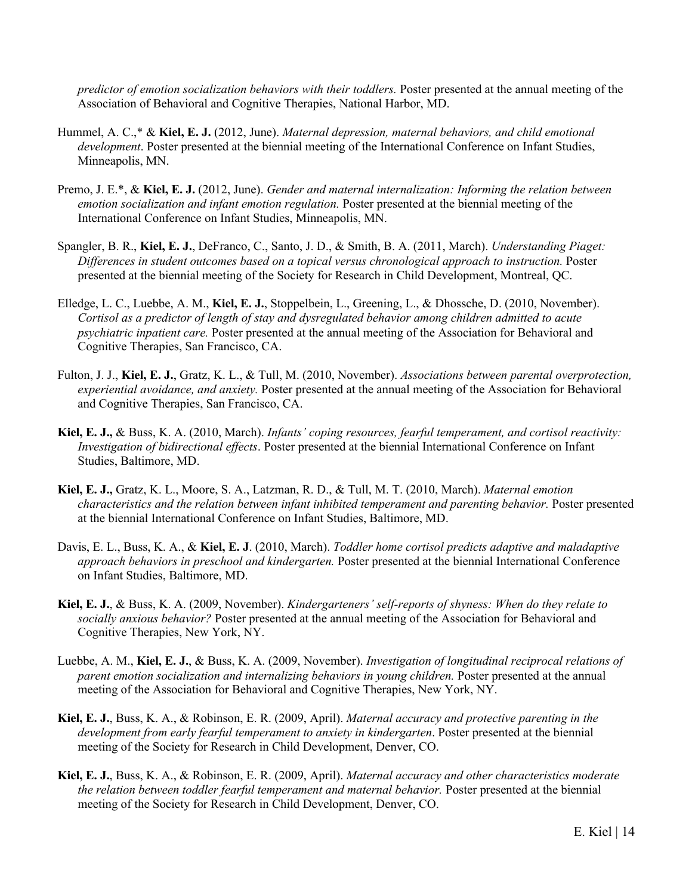*predictor of emotion socialization behaviors with their toddlers.* Poster presented at the annual meeting of the Association of Behavioral and Cognitive Therapies, National Harbor, MD.

Hummel, A. C.,* & **Kiel, E. J.** (2012, June). *Maternal depression, maternal behaviors, and child emotional development*. Poster presented at the biennial meeting of the International Conference on Infant Studies, Minneapolis, MN.

Premo, J. E.*, & **Kiel, E. J.** (2012, June). *Gender and maternal internalization: Informing the relation between emotion socialization and infant emotion regulation.* Poster presented at the biennial meeting of the International Conference on Infant Studies, Minneapolis, MN.

Spangler, B. R., **Kiel, E. J.**, DeFranco, C., Santo, J. D., & Smith, B. A. (2011, March). *Understanding Piaget: Differences in student outcomes based on a topical versus chronological approach to instruction.* Poster presented at the biennial meeting of the Society for Research in Child Development, Montreal, QC.

Elledge, L. C., Luebbe, A. M., **Kiel, E. J.**, Stoppelbein, L., Greening, L., & Dhossche, D. (2010, November). *Cortisol as a predictor of length of stay and dysregulated behavior among children admitted to acute psychiatric inpatient care.* Poster presented at the annual meeting of the Association for Behavioral and Cognitive Therapies, San Francisco, CA.

Fulton, J. J., **Kiel, E. J.**, Gratz, K. L., & Tull, M. (2010, November). *Associations between parental overprotection, experiential avoidance, and anxiety.* Poster presented at the annual meeting of the Association for Behavioral and Cognitive Therapies, San Francisco, CA.

**Kiel, E. J.,** & Buss, K. A. (2010, March). *Infants' coping resources, fearful temperament, and cortisol reactivity: Investigation of bidirectional effects*. Poster presented at the biennial International Conference on Infant Studies, Baltimore, MD.

**Kiel, E. J.,** Gratz, K. L., Moore, S. A., Latzman, R. D., & Tull, M. T. (2010, March). *Maternal emotion characteristics and the relation between infant inhibited temperament and parenting behavior.* Poster presented at the biennial International Conference on Infant Studies, Baltimore, MD.

Davis, E. L., Buss, K. A., & **Kiel, E. J**. (2010, March). *Toddler home cortisol predicts adaptive and maladaptive approach behaviors in preschool and kindergarten.* Poster presented at the biennial International Conference on Infant Studies, Baltimore, MD.

**Kiel, E. J.**, & Buss, K. A. (2009, November). *Kindergarteners' self-reports of shyness: When do they relate to socially anxious behavior?* Poster presented at the annual meeting of the Association for Behavioral and Cognitive Therapies, New York, NY.

Luebbe, A. M., **Kiel, E. J.**, & Buss, K. A. (2009, November). *Investigation of longitudinal reciprocal relations of parent emotion socialization and internalizing behaviors in young children.* Poster presented at the annual meeting of the Association for Behavioral and Cognitive Therapies, New York, NY.

**Kiel, E. J.**, Buss, K. A., & Robinson, E. R. (2009, April). *Maternal accuracy and protective parenting in the development from early fearful temperament to anxiety in kindergarten*. Poster presented at the biennial meeting of the Society for Research in Child Development, Denver, CO.

**Kiel, E. J.**, Buss, K. A., & Robinson, E. R. (2009, April). *Maternal accuracy and other characteristics moderate the relation between toddler fearful temperament and maternal behavior.* Poster presented at the biennial meeting of the Society for Research in Child Development, Denver, CO.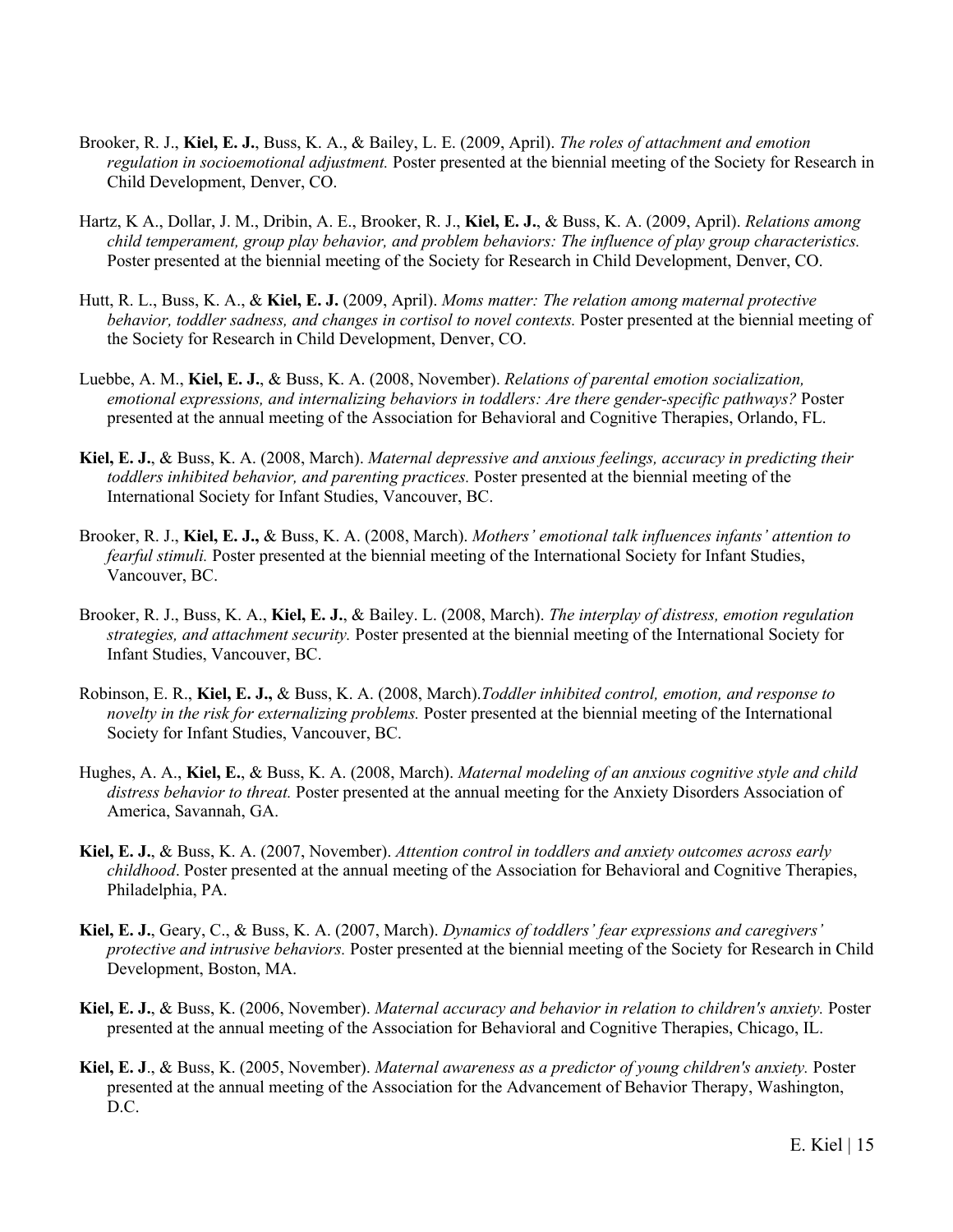Brooker, R. J., **Kiel, E. J.**, Buss, K. A., & Bailey, L. E. (2009, April). *The roles of attachment and emotion regulation in socioemotional adjustment.* Poster presented at the biennial meeting of the Society for Research in Child Development, Denver, CO.

Hartz, K A., Dollar, J. M., Dribin, A. E., Brooker, R. J., **Kiel, E. J.**, & Buss, K. A. (2009, April). *Relations among child temperament, group play behavior, and problem behaviors: The influence of play group characteristics.* Poster presented at the biennial meeting of the Society for Research in Child Development, Denver, CO.

Hutt, R. L., Buss, K. A., & **Kiel, E. J.** (2009, April). *Moms matter: The relation among maternal protective behavior, toddler sadness, and changes in cortisol to novel contexts.* Poster presented at the biennial meeting of the Society for Research in Child Development, Denver, CO.

Luebbe, A. M., **Kiel, E. J.**, & Buss, K. A. (2008, November). *Relations of parental emotion socialization, emotional expressions, and internalizing behaviors in toddlers: Are there gender-specific pathways?* Poster presented at the annual meeting of the Association for Behavioral and Cognitive Therapies, Orlando, FL.

**Kiel, E. J.**, & Buss, K. A. (2008, March). *Maternal depressive and anxious feelings, accuracy in predicting their toddlers inhibited behavior, and parenting practices.* Poster presented at the biennial meeting of the International Society for Infant Studies, Vancouver, BC.

Brooker, R. J., **Kiel, E. J.,** & Buss, K. A. (2008, March). *Mothers' emotional talk influences infants' attention to fearful stimuli.* Poster presented at the biennial meeting of the International Society for Infant Studies, Vancouver, BC.

Brooker, R. J., Buss, K. A., **Kiel, E. J.**, & Bailey. L. (2008, March). *The interplay of distress, emotion regulation strategies, and attachment security.* Poster presented at the biennial meeting of the International Society for Infant Studies, Vancouver, BC.

Robinson, E. R., **Kiel, E. J.,** & Buss, K. A. (2008, March).*Toddler inhibited control, emotion, and response to novelty in the risk for externalizing problems.* Poster presented at the biennial meeting of the International Society for Infant Studies, Vancouver, BC.

Hughes, A. A., **Kiel, E.**, & Buss, K. A. (2008, March). *Maternal modeling of an anxious cognitive style and child distress behavior to threat.* Poster presented at the annual meeting for the Anxiety Disorders Association of America, Savannah, GA.

**Kiel, E. J.**, & Buss, K. A. (2007, November). *Attention control in toddlers and anxiety outcomes across early childhood*. Poster presented at the annual meeting of the Association for Behavioral and Cognitive Therapies, Philadelphia, PA.

**Kiel, E. J.**, Geary, C., & Buss, K. A. (2007, March). *Dynamics of toddlers' fear expressions and caregivers' protective and intrusive behaviors.* Poster presented at the biennial meeting of the Society for Research in Child Development, Boston, MA.

**Kiel, E. J.**, & Buss, K. (2006, November). *Maternal accuracy and behavior in relation to children's anxiety.* Poster presented at the annual meeting of the Association for Behavioral and Cognitive Therapies, Chicago, IL.

**Kiel, E. J**., & Buss, K. (2005, November). *Maternal awareness as a predictor of young children's anxiety.* Poster presented at the annual meeting of the Association for the Advancement of Behavior Therapy, Washington, D.C.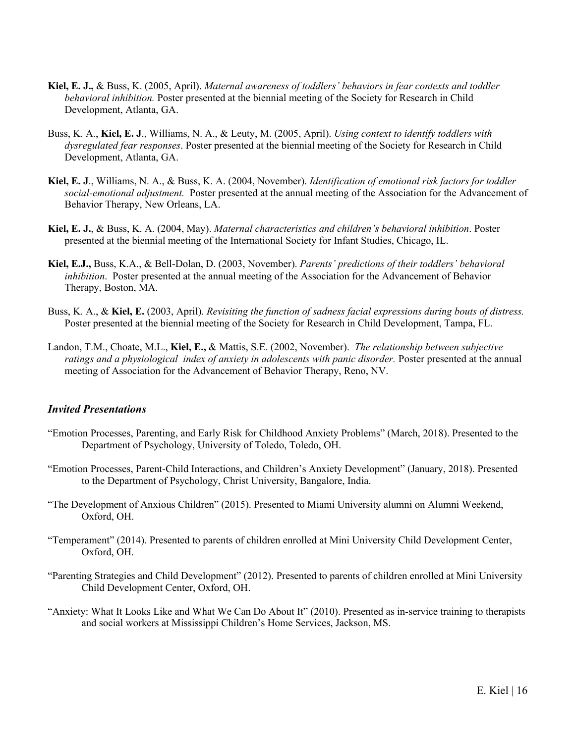**Kiel, E. J.,** & Buss, K. (2005, April). *Maternal awareness of toddlers' behaviors in fear contexts and toddler behavioral inhibition.* Poster presented at the biennial meeting of the Society for Research in Child Development, Atlanta, GA.

Buss, K. A., **Kiel, E. J**., Williams, N. A., & Leuty, M. (2005, April). *Using context to identify toddlers with dysregulated fear responses*. Poster presented at the biennial meeting of the Society for Research in Child Development, Atlanta, GA.

**Kiel, E. J**., Williams, N. A., & Buss, K. A. (2004, November). *Identification of emotional risk factors for toddler social-emotional adjustment.* Poster presented at the annual meeting of the Association for the Advancement of Behavior Therapy, New Orleans, LA.

**Kiel, E. J.**, & Buss, K. A. (2004, May). *Maternal characteristics and children's behavioral inhibition*. Poster presented at the biennial meeting of the International Society for Infant Studies, Chicago, IL.

**Kiel, E.J.,** Buss, K.A., & Bell-Dolan, D. (2003, November). *Parents' predictions of their toddlers' behavioral inhibition*. Poster presented at the annual meeting of the Association for the Advancement of Behavior Therapy, Boston, MA.

Buss, K. A., & **Kiel, E.** (2003, April). *Revisiting the function of sadness facial expressions during bouts of distress.* Poster presented at the biennial meeting of the Society for Research in Child Development, Tampa, FL.

Landon, T.M., Choate, M.L., **Kiel, E.,** & Mattis, S.E. (2002, November). *The relationship between subjective ratings and a physiological index of anxiety in adolescents with panic disorder.* Poster presented at the annual meeting of Association for the Advancement of Behavior Therapy, Reno, NV.

### *Invited Presentations*

"Emotion Processes, Parenting, and Early Risk for Childhood Anxiety Problems" (March, 2018). Presented to the Department of Psychology, University of Toledo, Toledo, OH.

"Emotion Processes, Parent-Child Interactions, and Children's Anxiety Development" (January, 2018). Presented to the Department of Psychology, Christ University, Bangalore, India.

"The Development of Anxious Children" (2015). Presented to Miami University alumni on Alumni Weekend, Oxford, OH.

"Temperament" (2014). Presented to parents of children enrolled at Mini University Child Development Center, Oxford, OH.

"Parenting Strategies and Child Development" (2012). Presented to parents of children enrolled at Mini University Child Development Center, Oxford, OH.

"Anxiety: What It Looks Like and What We Can Do About It" (2010). Presented as in-service training to therapists and social workers at Mississippi Children's Home Services, Jackson, MS.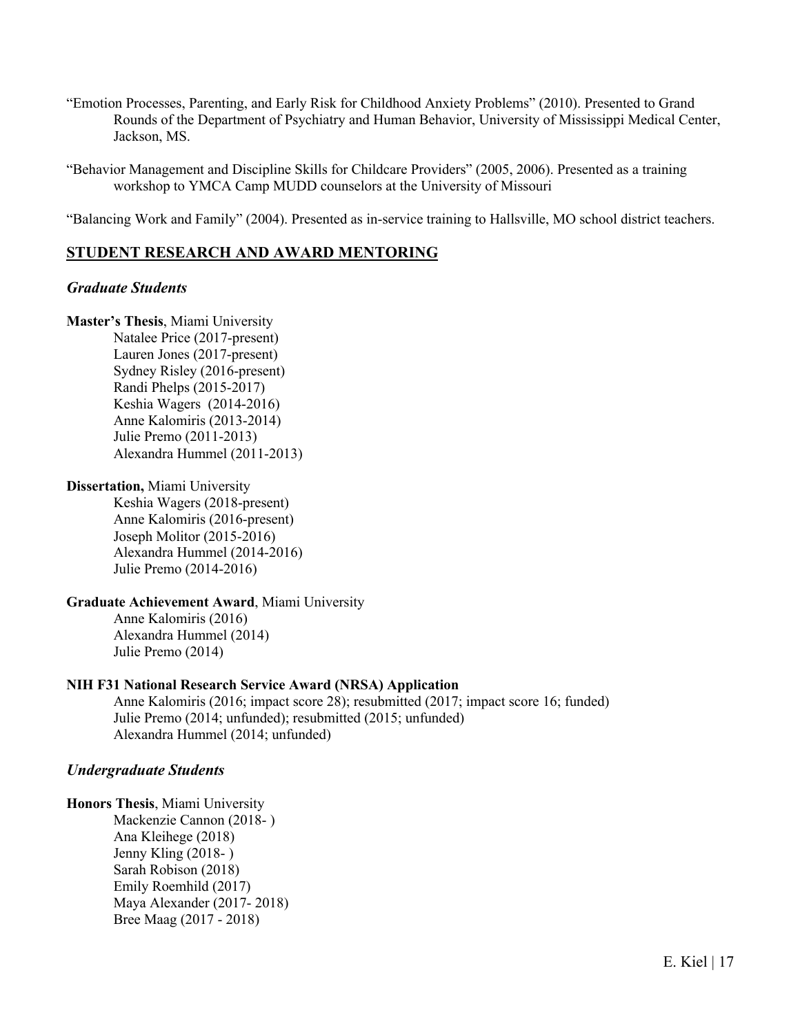"Emotion Processes, Parenting, and Early Risk for Childhood Anxiety Problems" (2010). Presented to Grand Rounds of the Department of Psychiatry and Human Behavior, University of Mississippi Medical Center, Jackson, MS.

"Behavior Management and Discipline Skills for Childcare Providers" (2005, 2006). Presented as a training workshop to YMCA Camp MUDD counselors at the University of Missouri

"Balancing Work and Family" (2004). Presented as in-service training to Hallsville, MO school district teachers.

## STUDENT RESEARCH AND AWARD MENTORING

### *Graduate Students*

**Master's Thesis**, Miami University

Natalee Price (2017-present)
Lauren Jones (2017-present)
Sydney Risley (2016-present)
Randi Phelps (2015-2017)
Keshia Wagers (2014-2016)
Anne Kalomiris (2013-2014)
Julie Premo (2011-2013)
Alexandra Hummel (2011-2013)

**Dissertation,** Miami University

Keshia Wagers (2018-present)
Anne Kalomiris (2016-present)
Joseph Molitor (2015-2016)
Alexandra Hummel (2014-2016)
Julie Premo (2014-2016)

**Graduate Achievement Award**, Miami University

Anne Kalomiris (2016)
Alexandra Hummel (2014)
Julie Premo (2014)

**NIH F31 National Research Service Award (NRSA) Application**

Anne Kalomiris (2016; impact score 28); resubmitted (2017; impact score 16; funded)
Julie Premo (2014; unfunded); resubmitted (2015; unfunded)
Alexandra Hummel (2014; unfunded)

### *Undergraduate Students*

**Honors Thesis**, Miami University

Mackenzie Cannon (2018- )
Ana Kleihege (2018)
Jenny Kling (2018- )
Sarah Robison (2018)
Emily Roemhild (2017)
Maya Alexander (2017- 2018)
Bree Maag (2017 - 2018)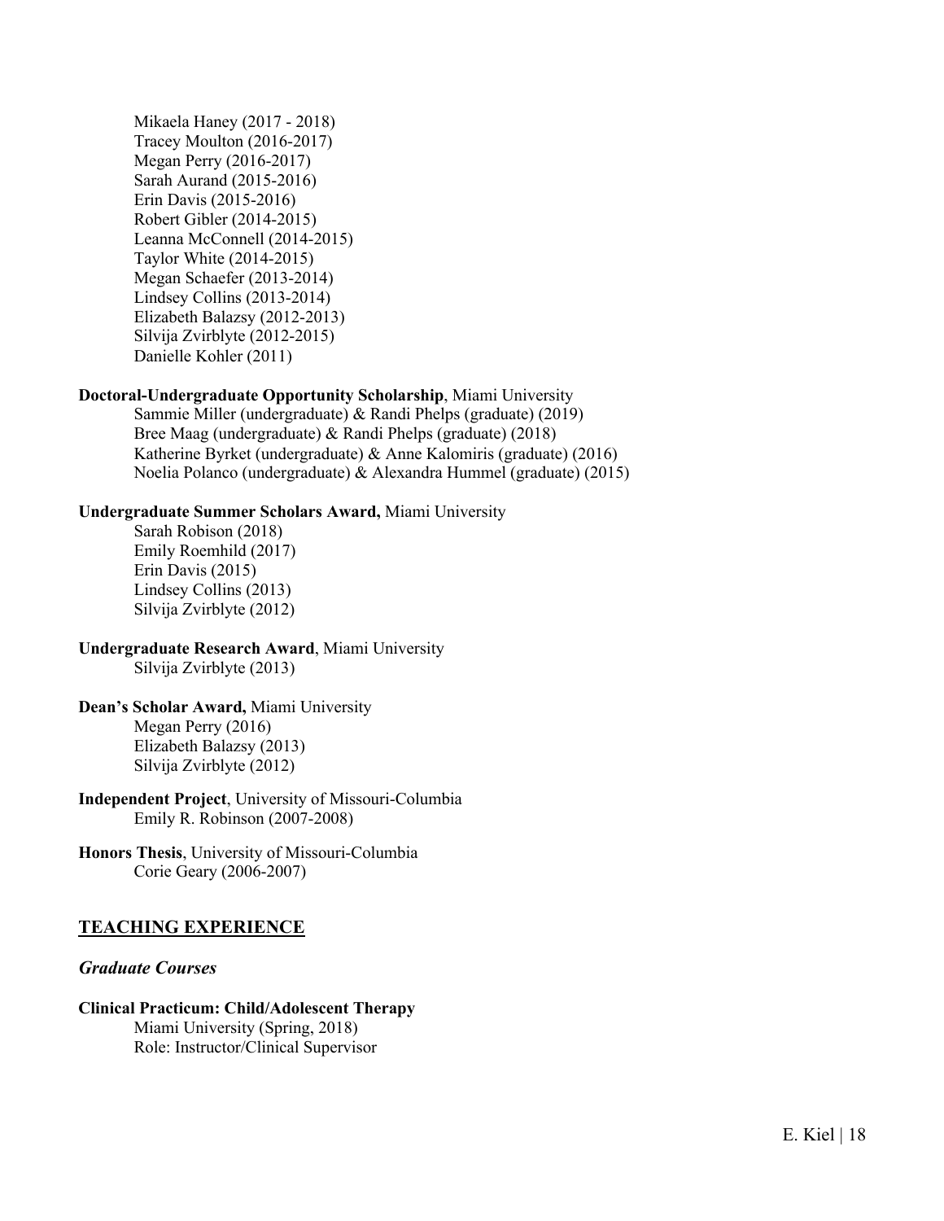Mikaela Haney (2017 - 2018)
Tracey Moulton (2016-2017)
Megan Perry (2016-2017)
Sarah Aurand (2015-2016)
Erin Davis (2015-2016)
Robert Gibler (2014-2015)
Leanna McConnell (2014-2015)
Taylor White (2014-2015)
Megan Schaefer (2013-2014)
Lindsey Collins (2013-2014)
Elizabeth Balazsy (2012-2013)
Silvija Zvirblyte (2012-2015)
Danielle Kohler (2011)

**Doctoral-Undergraduate Opportunity Scholarship**, Miami University
Sammie Miller (undergraduate) & Randi Phelps (graduate) (2019)
Bree Maag (undergraduate) & Randi Phelps (graduate) (2018)
Katherine Byrket (undergraduate) & Anne Kalomiris (graduate) (2016)
Noelia Polanco (undergraduate) & Alexandra Hummel (graduate) (2015)

**Undergraduate Summer Scholars Award,** Miami University
Sarah Robison (2018)
Emily Roemhild (2017)
Erin Davis (2015)
Lindsey Collins (2013)
Silvija Zvirblyte (2012)

**Undergraduate Research Award**, Miami University
Silvija Zvirblyte (2013)

**Dean's Scholar Award,** Miami University
Megan Perry (2016)
Elizabeth Balazsy (2013)
Silvija Zvirblyte (2012)

**Independent Project**, University of Missouri-Columbia
Emily R. Robinson (2007-2008)

**Honors Thesis**, University of Missouri-Columbia
Corie Geary (2006-2007)

## TEACHING EXPERIENCE

### *Graduate Courses*

**Clinical Practicum: Child/Adolescent Therapy**
Miami University (Spring, 2018)
Role: Instructor/Clinical Supervisor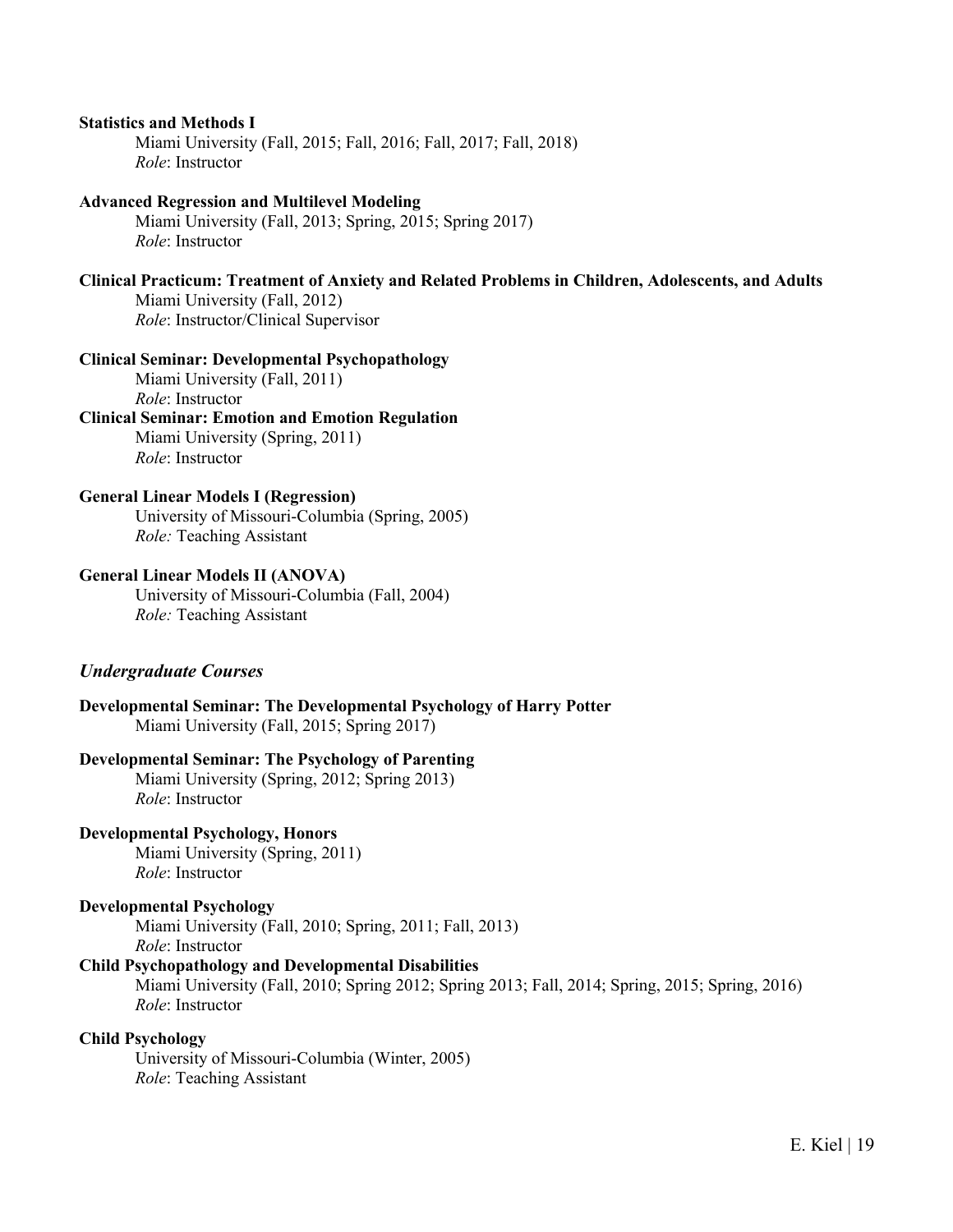**Statistics and Methods I**
Miami University (Fall, 2015; Fall, 2016; Fall, 2017; Fall, 2018)
*Role*: Instructor

**Advanced Regression and Multilevel Modeling**
Miami University (Fall, 2013; Spring, 2015; Spring 2017)
*Role*: Instructor

**Clinical Practicum: Treatment of Anxiety and Related Problems in Children, Adolescents, and Adults**
Miami University (Fall, 2012)
*Role*: Instructor/Clinical Supervisor

**Clinical Seminar: Developmental Psychopathology**
Miami University (Fall, 2011)
*Role*: Instructor

**Clinical Seminar: Emotion and Emotion Regulation**
Miami University (Spring, 2011)
*Role*: Instructor

**General Linear Models I (Regression)**
University of Missouri-Columbia (Spring, 2005)
*Role:* Teaching Assistant

**General Linear Models II (ANOVA)**
University of Missouri-Columbia (Fall, 2004)
*Role:* Teaching Assistant

### *Undergraduate Courses*

**Developmental Seminar: The Developmental Psychology of Harry Potter**
Miami University (Fall, 2015; Spring 2017)

**Developmental Seminar: The Psychology of Parenting**
Miami University (Spring, 2012; Spring 2013)
*Role*: Instructor

**Developmental Psychology, Honors**
Miami University (Spring, 2011)
*Role*: Instructor

**Developmental Psychology**
Miami University (Fall, 2010; Spring, 2011; Fall, 2013)
*Role*: Instructor

**Child Psychopathology and Developmental Disabilities**
Miami University (Fall, 2010; Spring 2012; Spring 2013; Fall, 2014; Spring, 2015; Spring, 2016)
*Role*: Instructor

**Child Psychology**
University of Missouri-Columbia (Winter, 2005)
*Role*: Teaching Assistant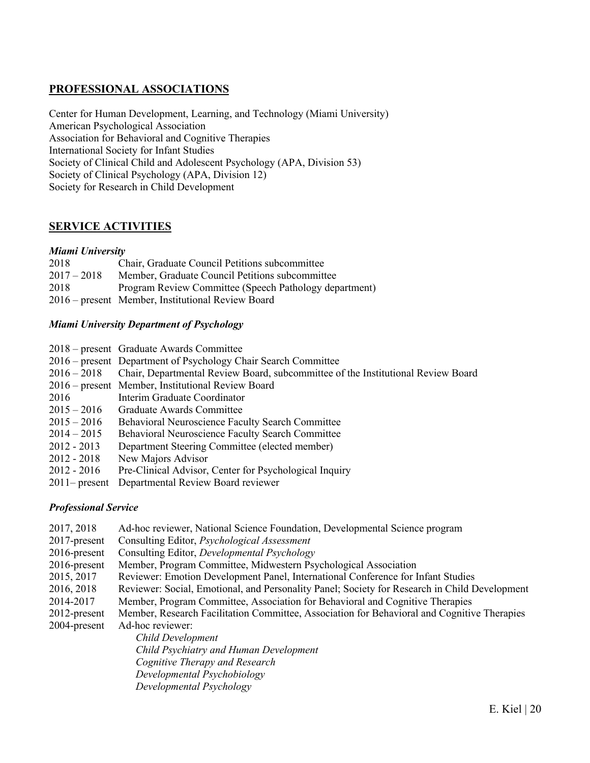## PROFESSIONAL ASSOCIATIONS

Center for Human Development, Learning, and Technology (Miami University)
American Psychological Association
Association for Behavioral and Cognitive Therapies
International Society for Infant Studies
Society of Clinical Child and Adolescent Psychology (APA, Division 53)
Society of Clinical Psychology (APA, Division 12)
Society for Research in Child Development

## SERVICE ACTIVITIES

### *Miami University*

2018 Chair, Graduate Council Petitions subcommittee
2017 – 2018 Member, Graduate Council Petitions subcommittee
2018 Program Review Committee (Speech Pathology department)
2016 – present Member, Institutional Review Board

### *Miami University Department of Psychology*

2018 – present Graduate Awards Committee
2016 – present Department of Psychology Chair Search Committee
2016 – 2018 Chair, Departmental Review Board, subcommittee of the Institutional Review Board
2016 – present Member, Institutional Review Board
2016 Interim Graduate Coordinator
2015 – 2016 Graduate Awards Committee
2015 – 2016 Behavioral Neuroscience Faculty Search Committee
2014 – 2015 Behavioral Neuroscience Faculty Search Committee
2012 - 2013 Department Steering Committee (elected member)
2012 - 2018 New Majors Advisor
2012 - 2016 Pre-Clinical Advisor, Center for Psychological Inquiry
2011– present Departmental Review Board reviewer

### *Professional Service*

2017, 2018 Ad-hoc reviewer, National Science Foundation, Developmental Science program
2017-present Consulting Editor, *Psychological Assessment*
2016-present Consulting Editor, *Developmental Psychology*
2016-present Member, Program Committee, Midwestern Psychological Association
2015, 2017 Reviewer: Emotion Development Panel, International Conference for Infant Studies
2016, 2018 Reviewer: Social, Emotional, and Personality Panel; Society for Research in Child Development
2014-2017 Member, Program Committee, Association for Behavioral and Cognitive Therapies
2012-present Member, Research Facilitation Committee, Association for Behavioral and Cognitive Therapies
2004-present Ad-hoc reviewer:
*Child Development*
*Child Psychiatry and Human Development*
*Cognitive Therapy and Research*
*Developmental Psychobiology*
*Developmental Psychology*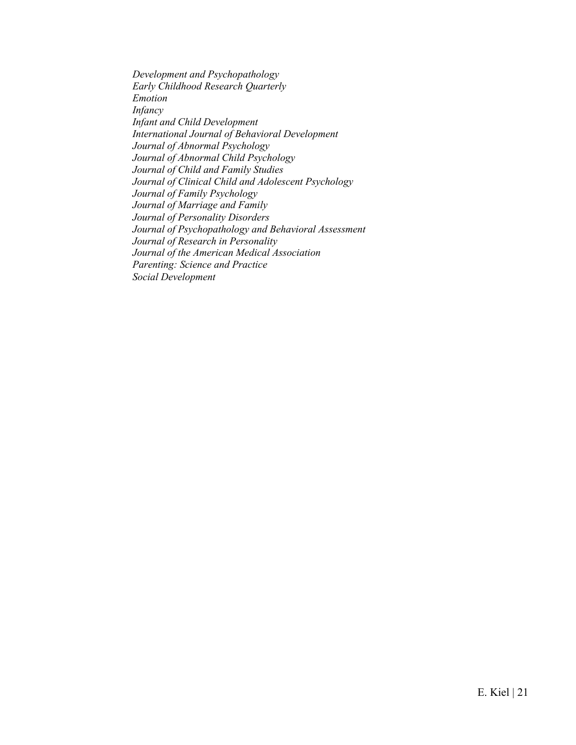*Development and Psychopathology*
*Early Childhood Research Quarterly*
*Emotion*
*Infancy*
*Infant and Child Development*
*International Journal of Behavioral Development*
*Journal of Abnormal Psychology*
*Journal of Abnormal Child Psychology*
*Journal of Child and Family Studies*
*Journal of Clinical Child and Adolescent Psychology*
*Journal of Family Psychology*
*Journal of Marriage and Family*
*Journal of Personality Disorders*
*Journal of Psychopathology and Behavioral Assessment*
*Journal of Research in Personality*
*Journal of the American Medical Association*
*Parenting: Science and Practice*
*Social Development*